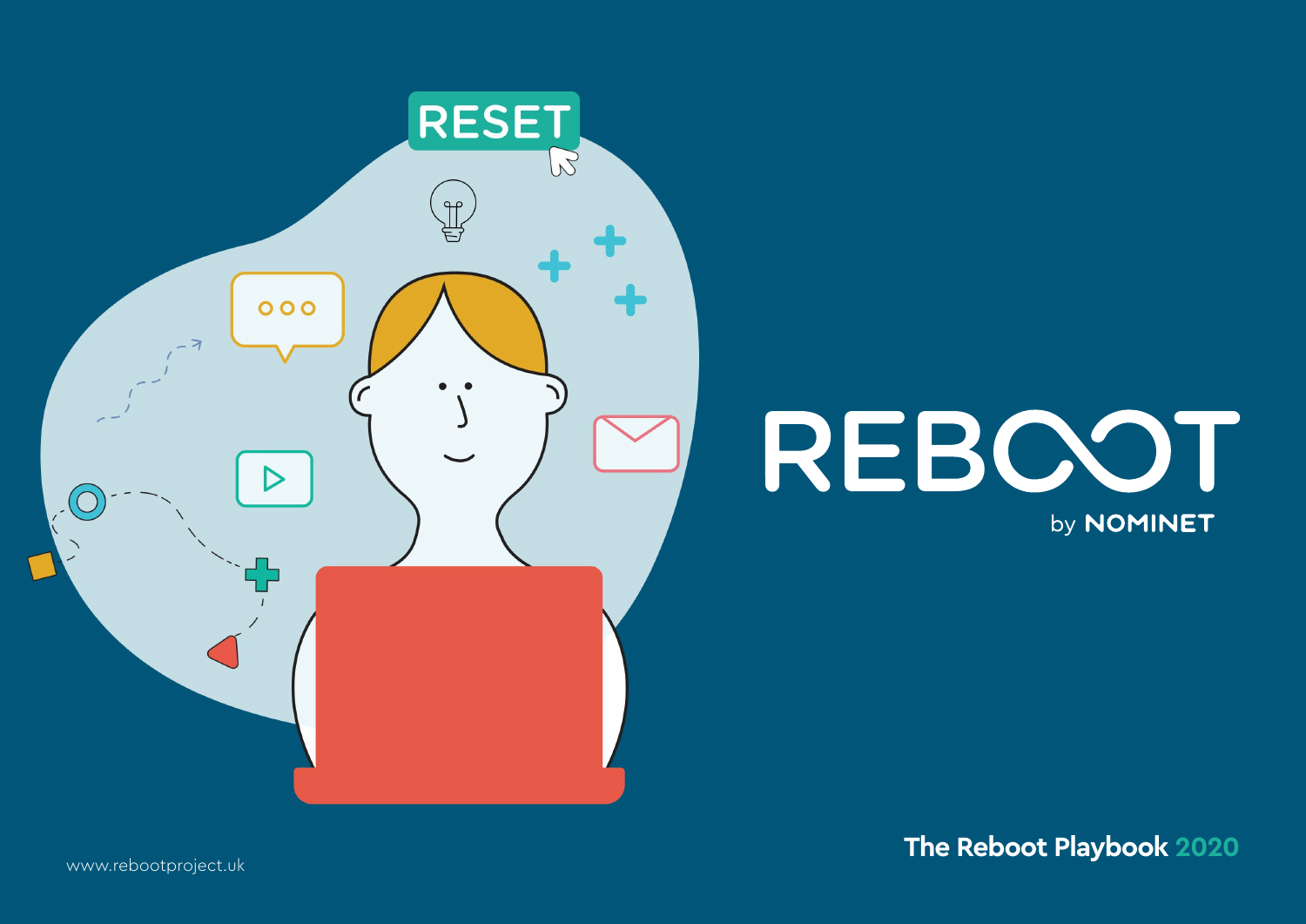# REBOOT

by NOMINET

## The Reboot Playbook 2020

www.rebootproject.uk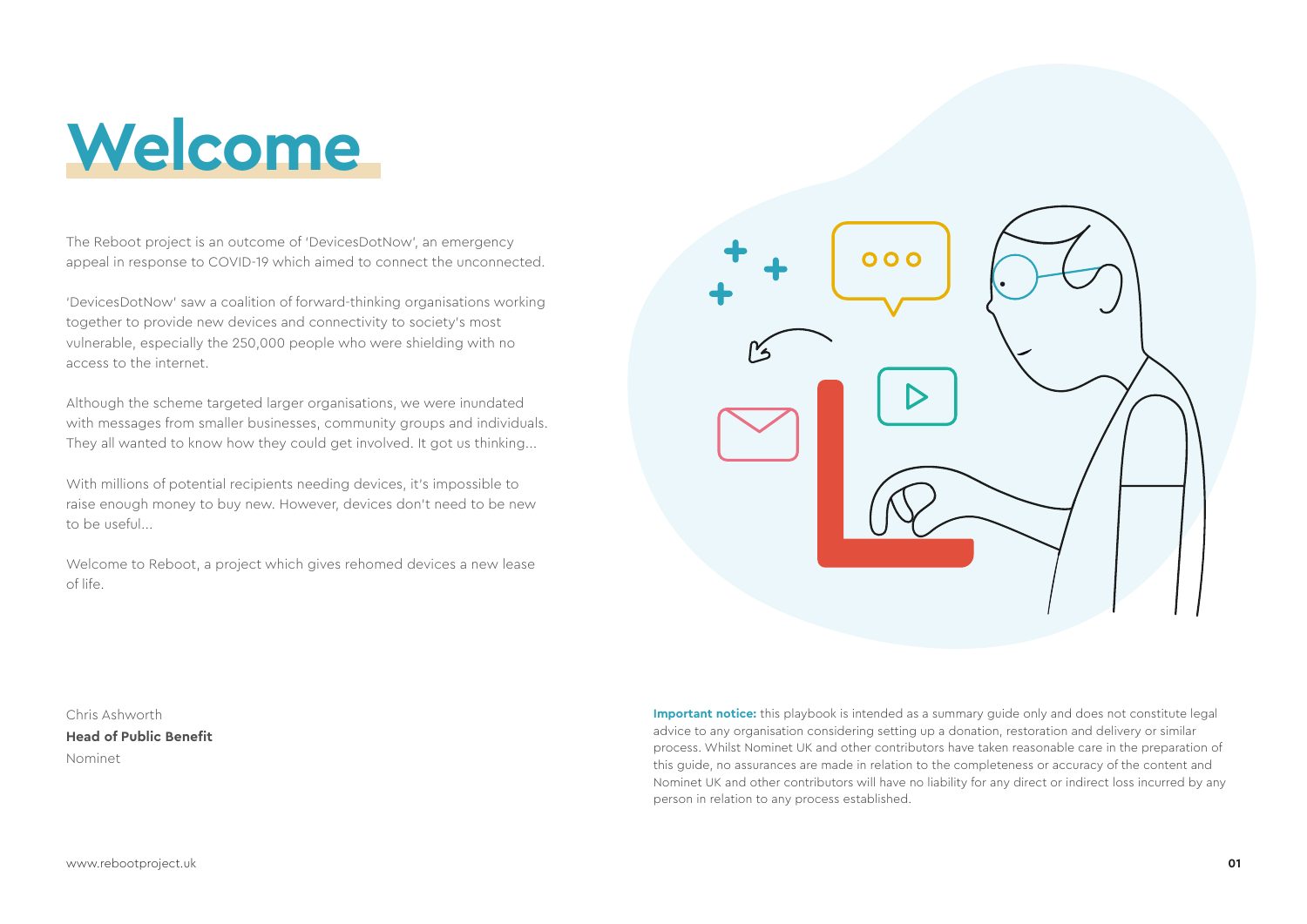# Welcome

The Reboot project is an outcome of 'DevicesDotNow', an emergency appeal in response to COVID-19 which aimed to connect the unconnected.

'DevicesDotNow' saw a coalition of forward-thinking organisations working together to provide new devices and connectivity to society's most vulnerable, especially the 250,000 people who were shielding with no access to the internet.

Although the scheme targeted larger organisations, we were inundated with messages from smaller businesses, community groups and individuals. They all wanted to know how they could get involved. It got us thinking...

With millions of potential recipients needing devices, it's impossible to raise enough money to buy new. However, devices don't need to be new to be useful...

Welcome to Reboot, a project which gives rehomed devices a new lease of life.

Chris Ashworth
**Head of Public Benefit**
Nominet

**Important notice:** this playbook is intended as a summary guide only and does not constitute legal advice to any organisation considering setting up a donation, restoration and delivery or similar process. Whilst Nominet UK and other contributors have taken reasonable care in the preparation of this guide, no assurances are made in relation to the completeness or accuracy of the content and Nominet UK and other contributors will have no liability for any direct or indirect loss incurred by any person in relation to any process established.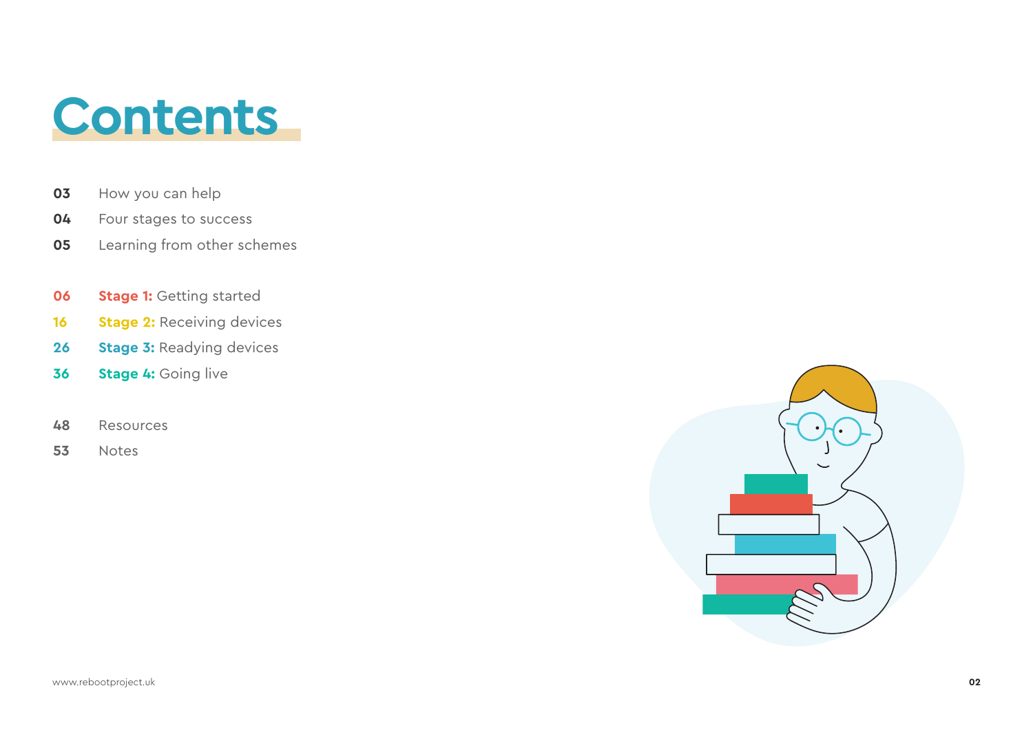# Contents

- **03** How you can help
- **04** Four stages to success
- **05** Learning from other schemes

- **06** **Stage 1:** Getting started
- **16** **Stage 2:** Receiving devices
- **26** **Stage 3:** Readying devices
- **36** **Stage 4:** Going live

- **48** Resources
- **53** Notes

www.rebootproject.uk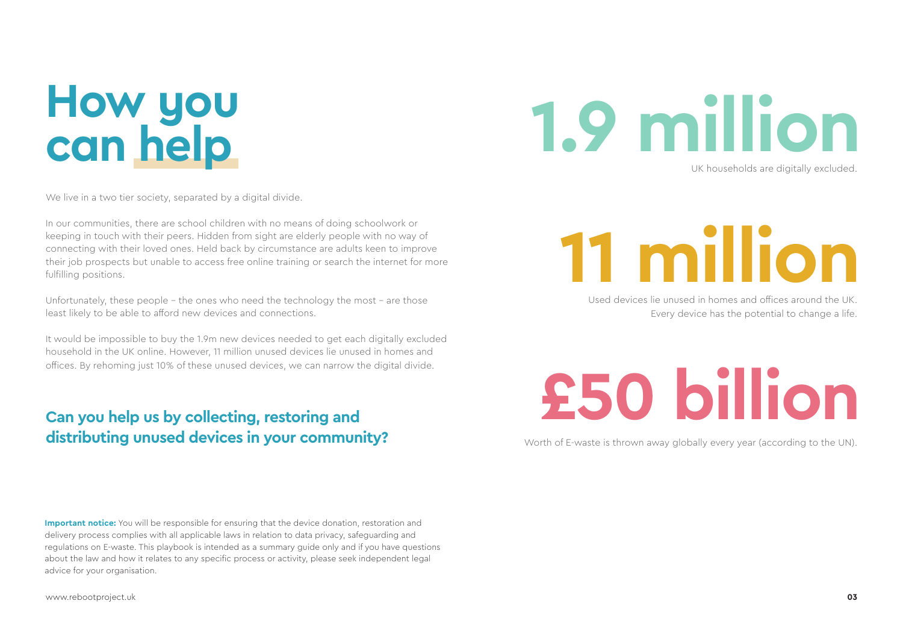# How you can help

We live in a two tier society, separated by a digital divide.

In our communities, there are school children with no means of doing schoolwork or keeping in touch with their peers. Hidden from sight are elderly people with no way of connecting with their loved ones. Held back by circumstance are adults keen to improve their job prospects but unable to access free online training or search the internet for more fulfilling positions.

Unfortunately, these people – the ones who need the technology the most – are those least likely to be able to afford new devices and connections.

It would be impossible to buy the 1.9m new devices needed to get each digitally excluded household in the UK online. However, 11 million unused devices lie unused in homes and offices. By rehoming just 10% of these unused devices, we can narrow the digital divide.

## Can you help us by collecting, restoring and distributing unused devices in your community?

**Important notice:** You will be responsible for ensuring that the device donation, restoration and delivery process complies with all applicable laws in relation to data privacy, safeguarding and regulations on E-waste. This playbook is intended as a summary guide only and if you have questions about the law and how it relates to any specific process or activity, please seek independent legal advice for your organisation.

## 1.9 million

UK households are digitally excluded.

## 11 million

Used devices lie unused in homes and offices around the UK. Every device has the potential to change a life.

## £50 billion

Worth of E-waste is thrown away globally every year (according to the UN).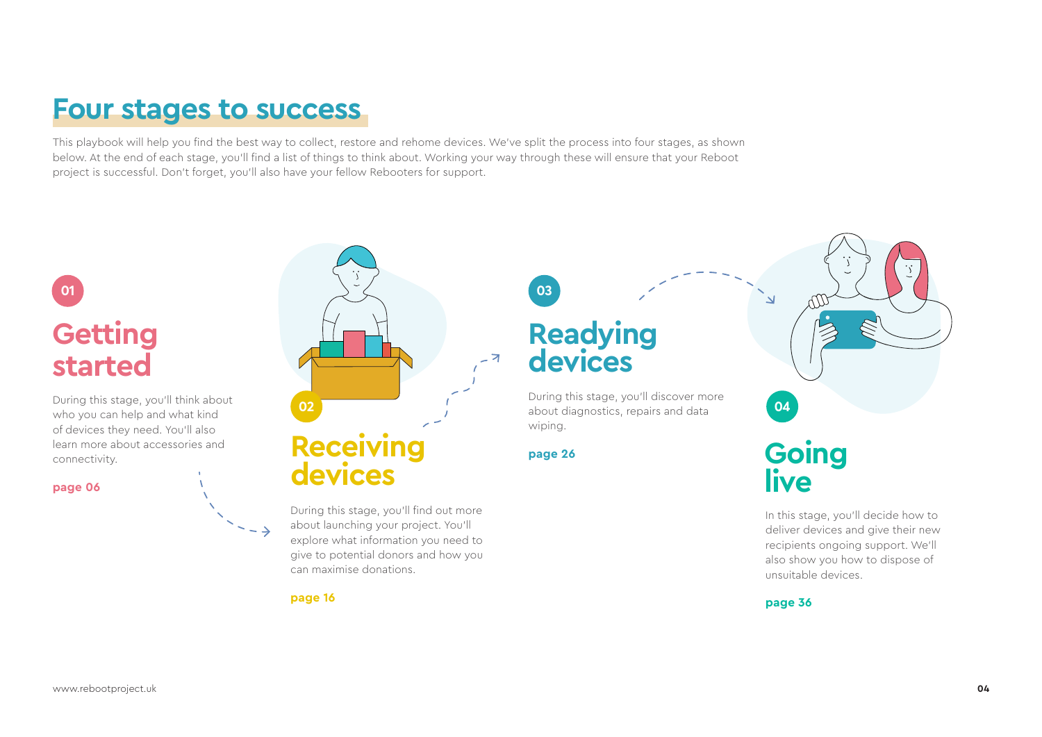# Four stages to success

This playbook will help you find the best way to collect, restore and rehome devices. We've split the process into four stages, as shown below. At the end of each stage, you'll find a list of things to think about. Working your way through these will ensure that your Reboot project is successful. Don't forget, you'll also have your fellow Rebooters for support.

## 01 Getting started

During this stage, you'll think about who you can help and what kind of devices they need. You'll also learn more about accessories and connectivity.

**page 06**

## 02 Receiving devices

During this stage, you'll find out more about launching your project. You'll explore what information you need to give to potential donors and how you can maximise donations.

**page 16**

## 03 Readying devices

During this stage, you'll discover more about diagnostics, repairs and data wiping.

**page 26**

## 04 Going live

In this stage, you'll decide how to deliver devices and give their new recipients ongoing support. We'll also show you how to dispose of unsuitable devices.

**page 36**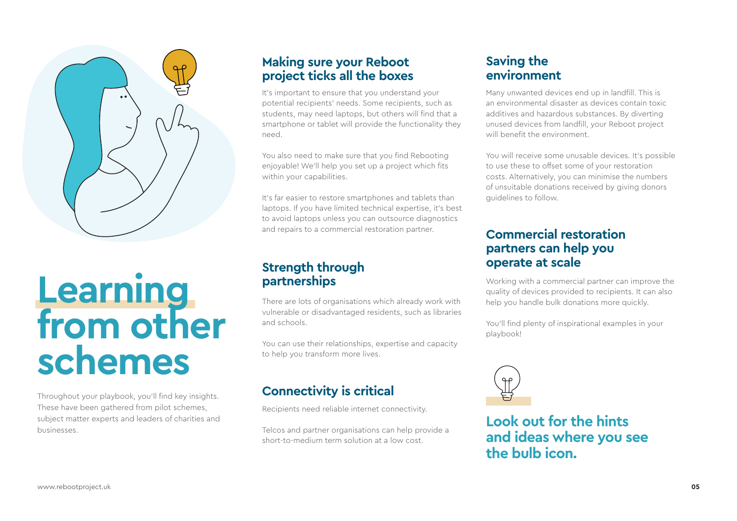# Learning from other schemes

Throughout your playbook, you'll find key insights. These have been gathered from pilot schemes, subject matter experts and leaders of charities and businesses.

## Making sure your Reboot project ticks all the boxes

It's important to ensure that you understand your potential recipients' needs. Some recipients, such as students, may need laptops, but others will find that a smartphone or tablet will provide the functionality they need.

You also need to make sure that you find Rebooting enjoyable! We'll help you set up a project which fits within your capabilities.

It's far easier to restore smartphones and tablets than laptops. If you have limited technical expertise, it's best to avoid laptops unless you can outsource diagnostics and repairs to a commercial restoration partner.

## Strength through partnerships

There are lots of organisations which already work with vulnerable or disadvantaged residents, such as libraries and schools.

You can use their relationships, expertise and capacity to help you transform more lives.

## Connectivity is critical

Recipients need reliable internet connectivity.

Telcos and partner organisations can help provide a short-to-medium term solution at a low cost.

## Saving the environment

Many unwanted devices end up in landfill. This is an environmental disaster as devices contain toxic additives and hazardous substances. By diverting unused devices from landfill, your Reboot project will benefit the environment.

You will receive some unusable devices. It's possible to use these to offset some of your restoration costs. Alternatively, you can minimise the numbers of unsuitable donations received by giving donors guidelines to follow.

## Commercial restoration partners can help you operate at scale

Working with a commercial partner can improve the quality of devices provided to recipients. It can also help you handle bulk donations more quickly.

You'll find plenty of inspirational examples in your playbook!

**Look out for the hints and ideas where you see the bulb icon.**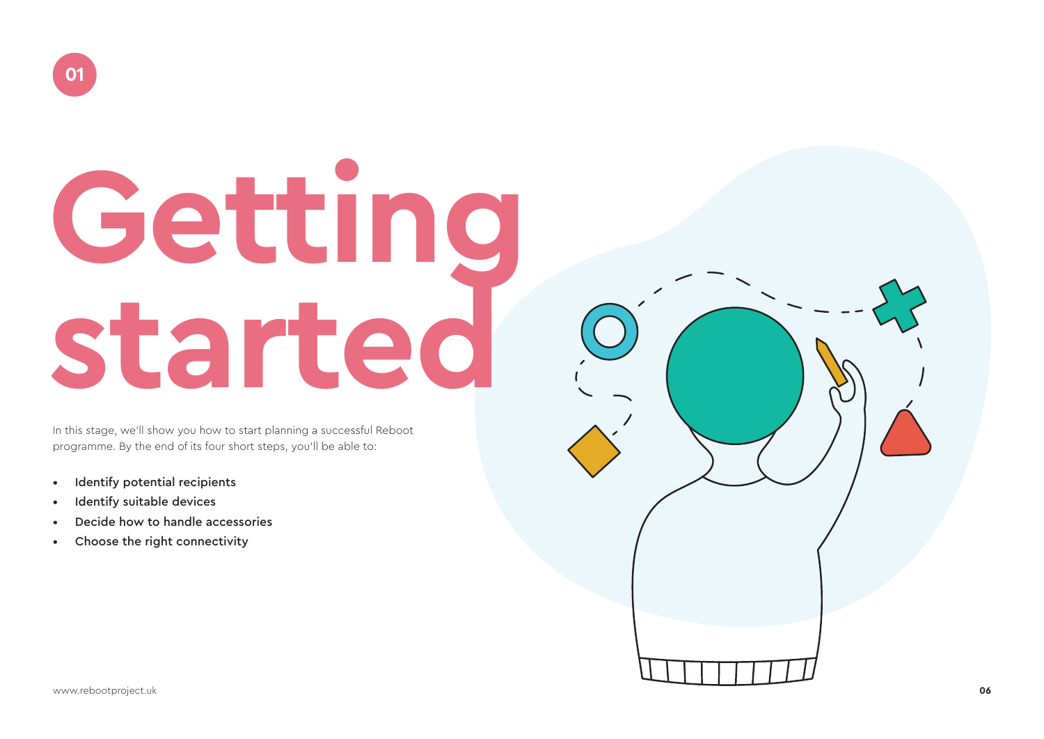01

# Getting started

In this stage, we'll show you how to start planning a successful Reboot programme. By the end of its four short steps, you'll be able to:

- Identify potential recipients
- Identify suitable devices
- Decide how to handle accessories
- Choose the right connectivity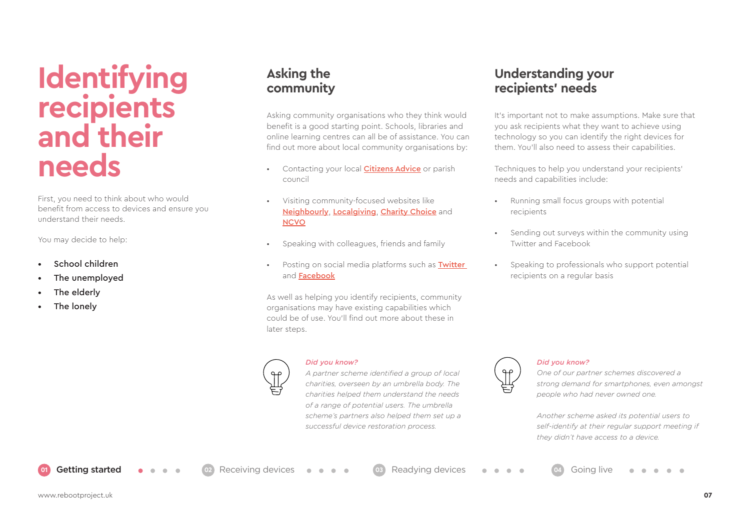# Identifying recipients and their needs

First, you need to think about who would benefit from access to devices and ensure you understand their needs.

You may decide to help:

- School children
- The unemployed
- The elderly
- The lonely

## Asking the community

Asking community organisations who they think would benefit is a good starting point. Schools, libraries and online learning centres can all be of assistance. You can find out more about local community organisations by:

- Contacting your local Citizens Advice or parish council
- Visiting community-focused websites like Neighbourly, Localgiving, Charity Choice and NCVO
- Speaking with colleagues, friends and family
- Posting on social media platforms such as Twitter and Facebook

As well as helping you identify recipients, community organisations may have existing capabilities which could be of use. You'll find out more about these in later steps.

*Did you know?*

*A partner scheme identified a group of local charities, overseen by an umbrella body. The charities helped them understand the needs of a range of potential users. The umbrella scheme's partners also helped them set up a successful device restoration process.*

## Understanding your recipients' needs

It's important not to make assumptions. Make sure that you ask recipients what they want to achieve using technology so you can identify the right devices for them. You'll also need to assess their capabilities.

Techniques to help you understand your recipients' needs and capabilities include:

- Running small focus groups with potential recipients
- Sending out surveys within the community using Twitter and Facebook
- Speaking to professionals who support potential recipients on a regular basis

*Did you know?*

*One of our partner schemes discovered a strong demand for smartphones, even amongst people who had never owned one.*

*Another scheme asked its potential users to self-identify at their regular support meeting if they didn't have access to a device.*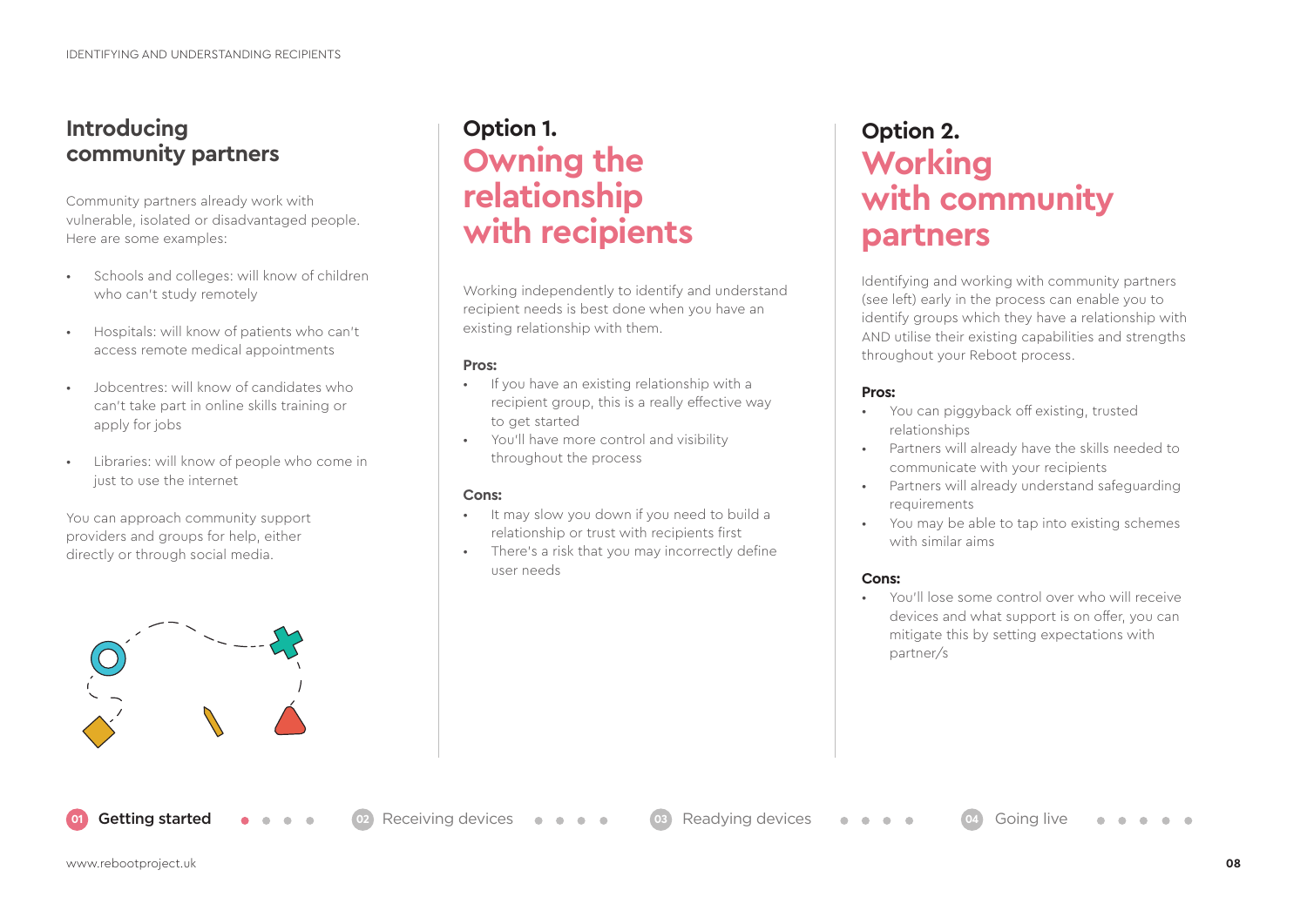## Introducing community partners

Community partners already work with vulnerable, isolated or disadvantaged people. Here are some examples:

- Schools and colleges: will know of children who can't study remotely
- Hospitals: will know of patients who can't access remote medical appointments
- Jobcentres: will know of candidates who can't take part in online skills training or apply for jobs
- Libraries: will know of people who come in just to use the internet

You can approach community support providers and groups for help, either directly or through social media.

## Option 1. Owning the relationship with recipients

Working independently to identify and understand recipient needs is best done when you have an existing relationship with them.

**Pros:**

- If you have an existing relationship with a recipient group, this is a really effective way to get started
- You'll have more control and visibility throughout the process

**Cons:**

- It may slow you down if you need to build a relationship or trust with recipients first
- There's a risk that you may incorrectly define user needs

## Option 2. Working with community partners

Identifying and working with community partners (see left) early in the process can enable you to identify groups which they have a relationship with AND utilise their existing capabilities and strengths throughout your Reboot process.

**Pros:**

- You can piggyback off existing, trusted relationships
- Partners will already have the skills needed to communicate with your recipients
- Partners will already understand safeguarding requirements
- You may be able to tap into existing schemes with similar aims

**Cons:**

- You'll lose some control over who will receive devices and what support is on offer, you can mitigate this by setting expectations with partner/s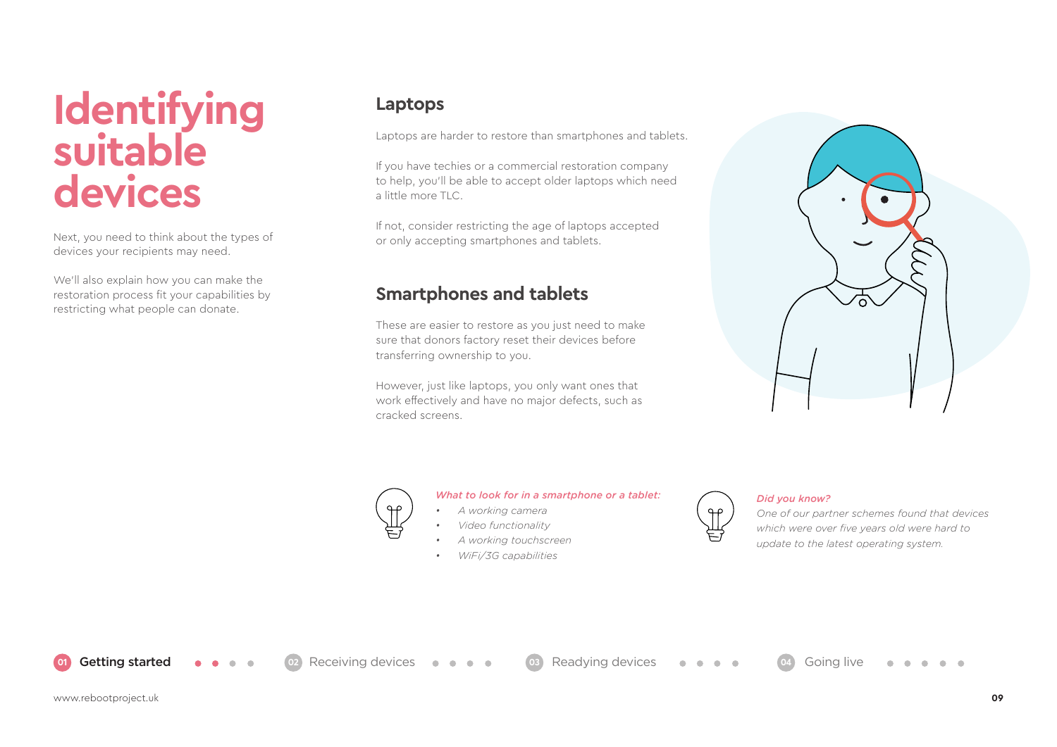# Identifying suitable devices

Next, you need to think about the types of devices your recipients may need.

We'll also explain how you can make the restoration process fit your capabilities by restricting what people can donate.

## Laptops

Laptops are harder to restore than smartphones and tablets.

If you have techies or a commercial restoration company to help, you'll be able to accept older laptops which need a little more TLC.

If not, consider restricting the age of laptops accepted or only accepting smartphones and tablets.

## Smartphones and tablets

These are easier to restore as you just need to make sure that donors factory reset their devices before transferring ownership to you.

However, just like laptops, you only want ones that work effectively and have no major defects, such as cracked screens.

*What to look for in a smartphone or a tablet:*

- *A working camera*
- *Video functionality*
- *A working touchscreen*
- *WiFi/3G capabilities*

*Did you know?*

*One of our partner schemes found that devices which were over five years old were hard to update to the latest operating system.*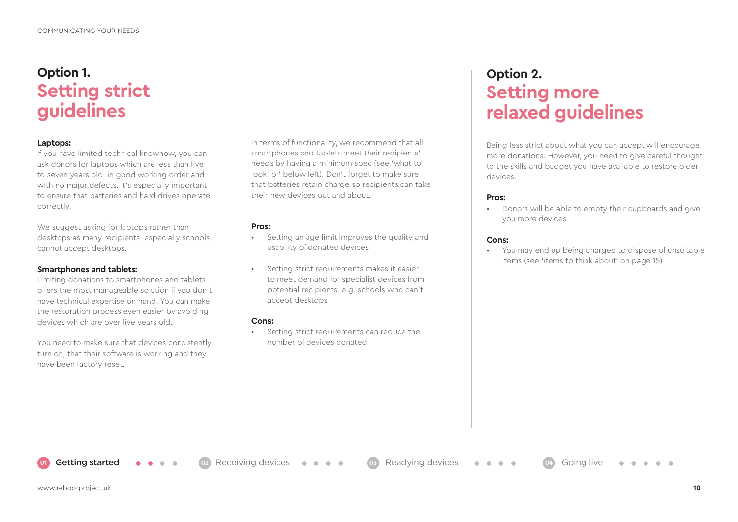## Option 1.
## Setting strict guidelines

**Laptops:**
If you have limited technical knowhow, you can ask donors for laptops which are less than five to seven years old, in good working order and with no major defects. It's especially important to ensure that batteries and hard drives operate correctly.

We suggest asking for laptops rather than desktops as many recipients, especially schools, cannot accept desktops.

**Smartphones and tablets:**
Limiting donations to smartphones and tablets offers the most manageable solution if you don't have technical expertise on hand. You can make the restoration process even easier by avoiding devices which are over five years old.

You need to make sure that devices consistently turn on, that their software is working and they have been factory reset.

In terms of functionality, we recommend that all smartphones and tablets meet their recipients' needs by having a minimum spec (see 'what to look for' below left). Don't forget to make sure that batteries retain charge so recipients can take their new devices out and about.

**Pros:**

- Setting an age limit improves the quality and usability of donated devices
- Setting strict requirements makes it easier to meet demand for specialist devices from potential recipients, e.g. schools who can't accept desktops

**Cons:**

- Setting strict requirements can reduce the number of devices donated

## Option 2.
## Setting more relaxed guidelines

Being less strict about what you can accept will encourage more donations. However, you need to give careful thought to the skills and budget you have available to restore older devices.

**Pros:**

- Donors will be able to empty their cupboards and give you more devices

**Cons:**

- You may end up being charged to dispose of unsuitable items (see 'items to think about' on page 15)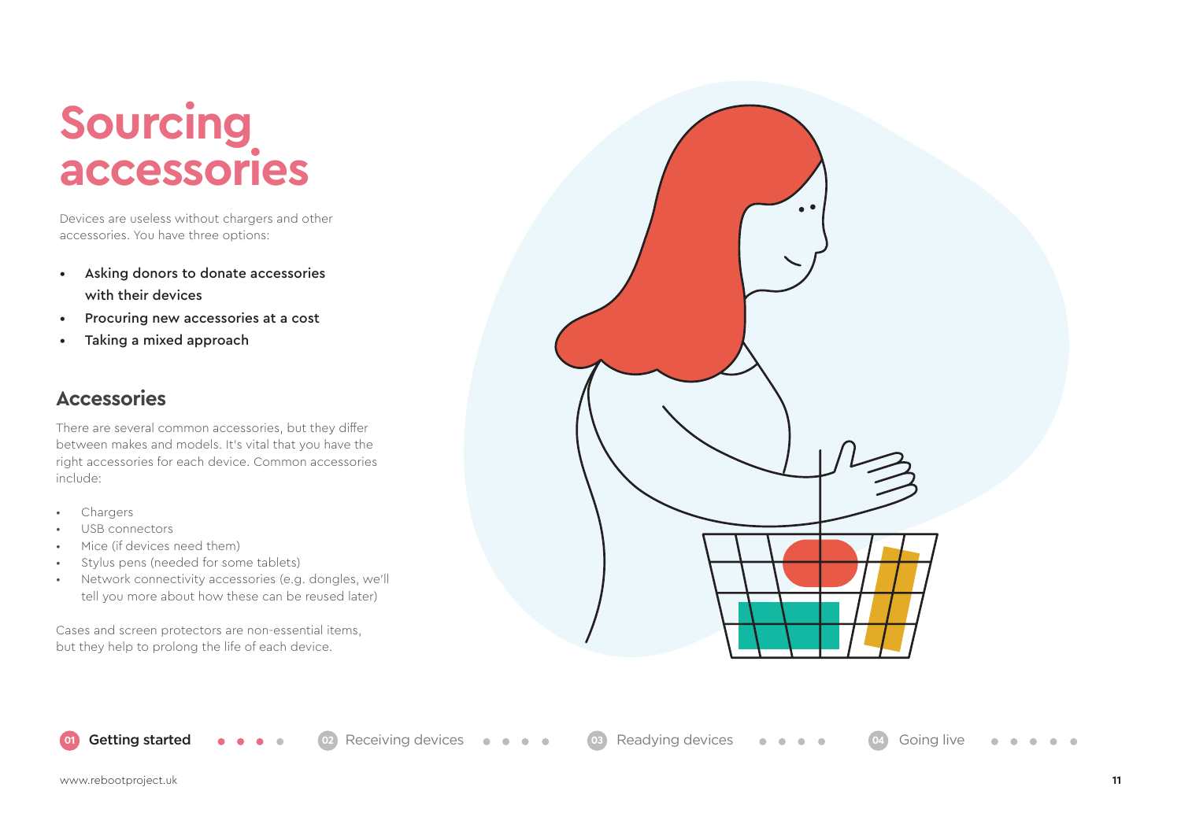# Sourcing accessories

Devices are useless without chargers and other accessories. You have three options:

- **Asking donors to donate accessories with their devices**
- **Procuring new accessories at a cost**
- **Taking a mixed approach**

## Accessories

There are several common accessories, but they differ between makes and models. It's vital that you have the right accessories for each device. Common accessories include:

- Chargers
- USB connectors
- Mice (if devices need them)
- Stylus pens (needed for some tablets)
- Network connectivity accessories (e.g. dongles, we'll tell you more about how these can be reused later)

Cases and screen protectors are non-essential items, but they help to prolong the life of each device.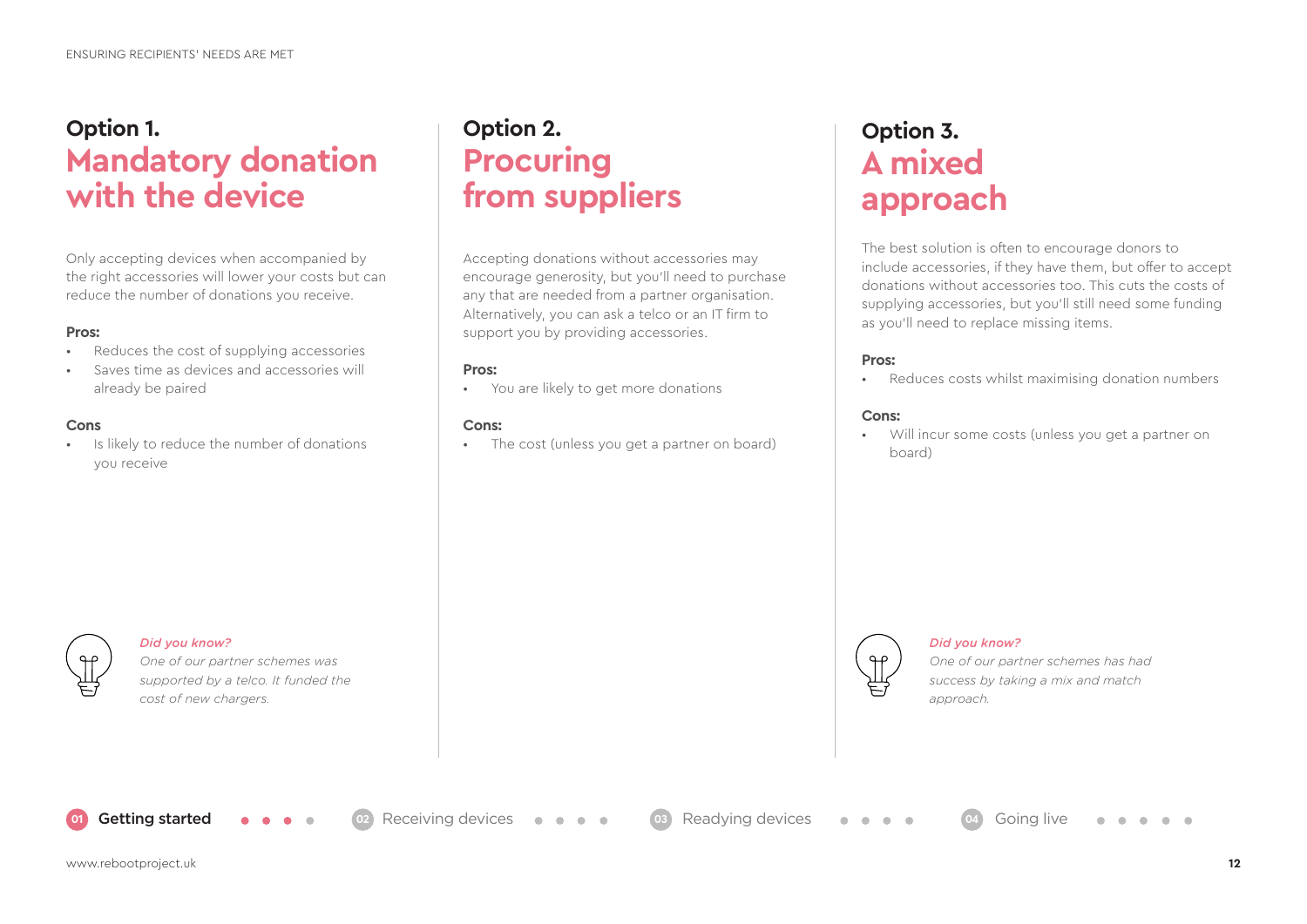## Option 1. Mandatory donation with the device

Only accepting devices when accompanied by the right accessories will lower your costs but can reduce the number of donations you receive.

**Pros:**

- Reduces the cost of supplying accessories
- Saves time as devices and accessories will already be paired

**Cons**

- Is likely to reduce the number of donations you receive

*Did you know?*

*One of our partner schemes was supported by a telco. It funded the cost of new chargers.*

## Option 2. Procuring from suppliers

Accepting donations without accessories may encourage generosity, but you'll need to purchase any that are needed from a partner organisation. Alternatively, you can ask a telco or an IT firm to support you by providing accessories.

**Pros:**

- You are likely to get more donations

**Cons:**

- The cost (unless you get a partner on board)

## Option 3. A mixed approach

The best solution is often to encourage donors to include accessories, if they have them, but offer to accept donations without accessories too. This cuts the costs of supplying accessories, but you'll still need some funding as you'll need to replace missing items.

**Pros:**

- Reduces costs whilst maximising donation numbers

**Cons:**

- Will incur some costs (unless you get a partner on board)

*Did you know?*

*One of our partner schemes has had success by taking a mix and match approach.*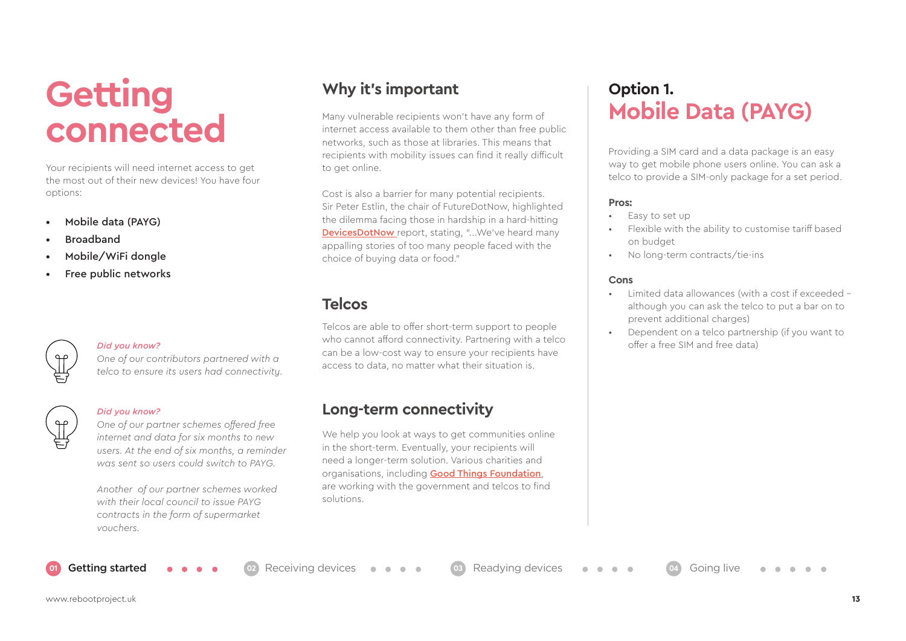# Getting connected

Your recipients will need internet access to get the most out of their new devices! You have four options:

- Mobile data (PAYG)
- Broadband
- Mobile/WiFi dongle
- Free public networks

*Did you know?*
*One of our contributors partnered with a telco to ensure its users had connectivity.*

*Did you know?*
*One of our partner schemes offered free internet and data for six months to new users. At the end of six months, a reminder was sent so users could switch to PAYG.*

*Another of our partner schemes worked with their local council to issue PAYG contracts in the form of supermarket vouchers.*

## Why it's important

Many vulnerable recipients won't have any form of internet access available to them other than free public networks, such as those at libraries. This means that recipients with mobility issues can find it really difficult to get online.

Cost is also a barrier for many potential recipients. Sir Peter Estlin, the chair of FutureDotNow, highlighted the dilemma facing those in hardship in a hard-hitting DevicesDotNow report, stating, "...We've heard many appalling stories of too many people faced with the choice of buying data or food."

## Telcos

Telcos are able to offer short-term support to people who cannot afford connectivity. Partnering with a telco can be a low-cost way to ensure your recipients have access to data, no matter what their situation is.

## Long-term connectivity

We help you look at ways to get communities online in the short-term. Eventually, your recipients will need a longer-term solution. Various charities and organisations, including Good Things Foundation, are working with the government and telcos to find solutions.

## Option 1. Mobile Data (PAYG)

Providing a SIM card and a data package is an easy way to get mobile phone users online. You can ask a telco to provide a SIM-only package for a set period.

**Pros:**

- Easy to set up
- Flexible with the ability to customise tariff based on budget
- No long-term contracts/tie-ins

**Cons**

- Limited data allowances (with a cost if exceeded – although you can ask the telco to put a bar on to prevent additional charges)
- Dependent on a telco partnership (if you want to offer a free SIM and free data)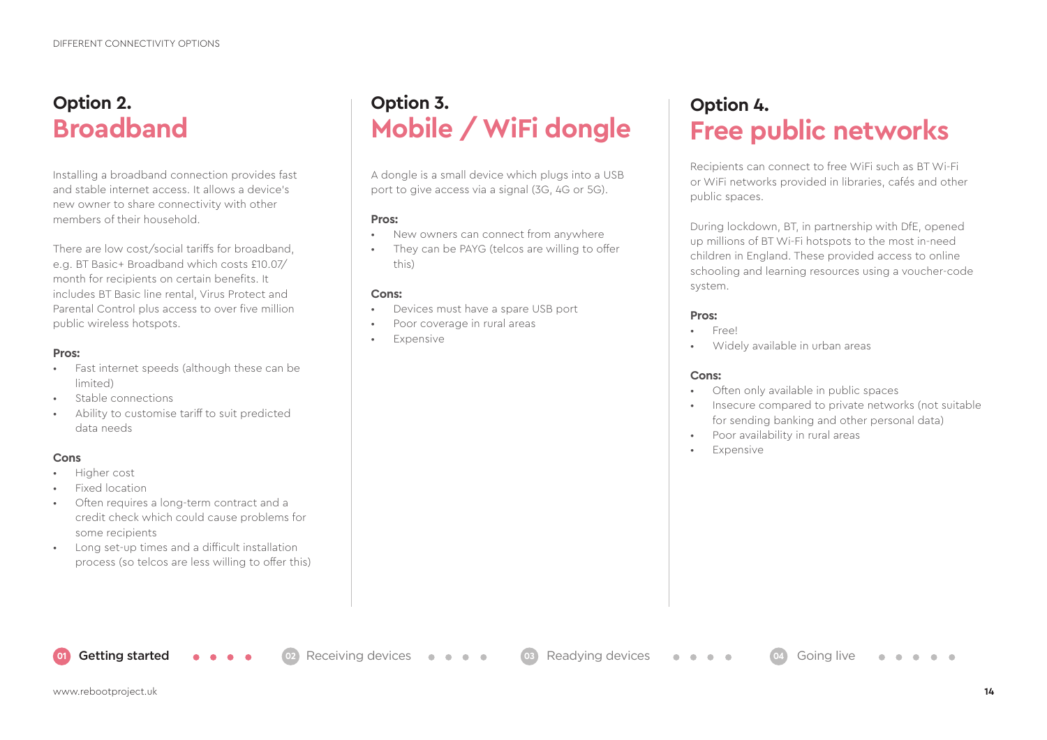## Option 2. Broadband

Installing a broadband connection provides fast and stable internet access. It allows a device's new owner to share connectivity with other members of their household.

There are low cost/social tariffs for broadband, e.g. BT Basic+ Broadband which costs £10.07/month for recipients on certain benefits. It includes BT Basic line rental, Virus Protect and Parental Control plus access to over five million public wireless hotspots.

**Pros:**

- Fast internet speeds (although these can be limited)
- Stable connections
- Ability to customise tariff to suit predicted data needs

**Cons**

- Higher cost
- Fixed location
- Often requires a long-term contract and a credit check which could cause problems for some recipients
- Long set-up times and a difficult installation process (so telcos are less willing to offer this)

## Option 3. Mobile / WiFi dongle

A dongle is a small device which plugs into a USB port to give access via a signal (3G, 4G or 5G).

**Pros:**

- New owners can connect from anywhere
- They can be PAYG (telcos are willing to offer this)

**Cons:**

- Devices must have a spare USB port
- Poor coverage in rural areas
- Expensive

## Option 4. Free public networks

Recipients can connect to free WiFi such as BT Wi-Fi or WiFi networks provided in libraries, cafés and other public spaces.

During lockdown, BT, in partnership with DfE, opened up millions of BT Wi-Fi hotspots to the most in-need children in England. These provided access to online schooling and learning resources using a voucher-code system.

**Pros:**

- Free!
- Widely available in urban areas

**Cons:**

- Often only available in public spaces
- Insecure compared to private networks (not suitable for sending banking and other personal data)
- Poor availability in rural areas
- Expensive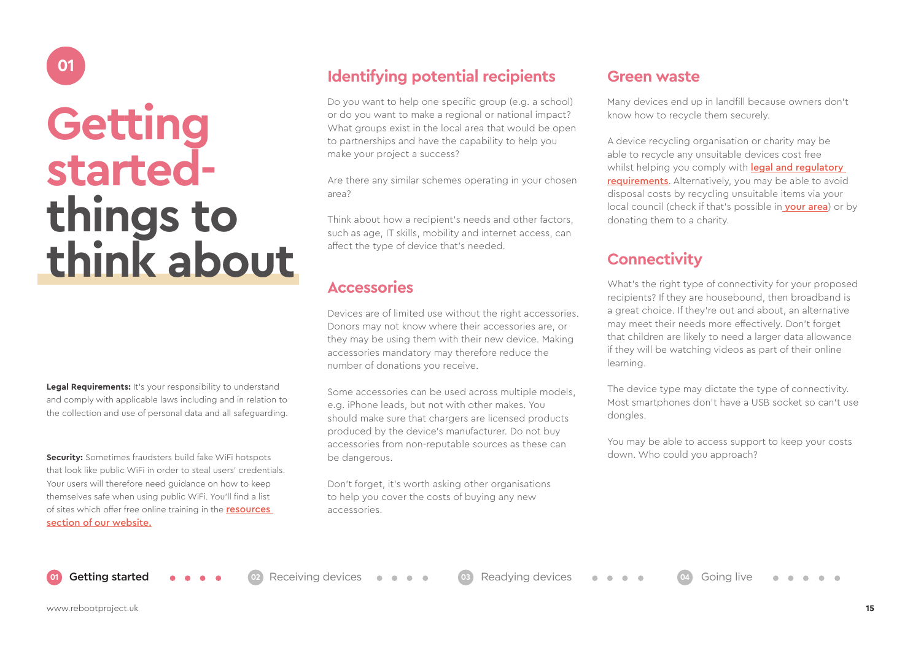# 01 Getting started- things to think about

**Legal Requirements:** It's your responsibility to understand and comply with applicable laws including and in relation to the collection and use of personal data and all safeguarding.

**Security:** Sometimes fraudsters build fake WiFi hotspots that look like public WiFi in order to steal users' credentials. Your users will therefore need guidance on how to keep themselves safe when using public WiFi. You'll find a list of sites which offer free online training in the resources section of our website.

## Identifying potential recipients

Do you want to help one specific group (e.g. a school) or do you want to make a regional or national impact? What groups exist in the local area that would be open to partnerships and have the capability to help you make your project a success?

Are there any similar schemes operating in your chosen area?

Think about how a recipient's needs and other factors, such as age, IT skills, mobility and internet access, can affect the type of device that's needed.

## Accessories

Devices are of limited use without the right accessories. Donors may not know where their accessories are, or they may be using them with their new device. Making accessories mandatory may therefore reduce the number of donations you receive.

Some accessories can be used across multiple models, e.g. iPhone leads, but not with other makes. You should make sure that chargers are licensed products produced by the device's manufacturer. Do not buy accessories from non-reputable sources as these can be dangerous.

Don't forget, it's worth asking other organisations to help you cover the costs of buying any new accessories.

## Green waste

Many devices end up in landfill because owners don't know how to recycle them securely.

A device recycling organisation or charity may be able to recycle any unsuitable devices cost free whilst helping you comply with legal and regulatory requirements. Alternatively, you may be able to avoid disposal costs by recycling unsuitable items via your local council (check if that's possible in your area) or by donating them to a charity.

## Connectivity

What's the right type of connectivity for your proposed recipients? If they are housebound, then broadband is a great choice. If they're out and about, an alternative may meet their needs more effectively. Don't forget that children are likely to need a larger data allowance if they will be watching videos as part of their online learning.

The device type may dictate the type of connectivity. Most smartphones don't have a USB socket so can't use dongles.

You may be able to access support to keep your costs down. Who could you approach?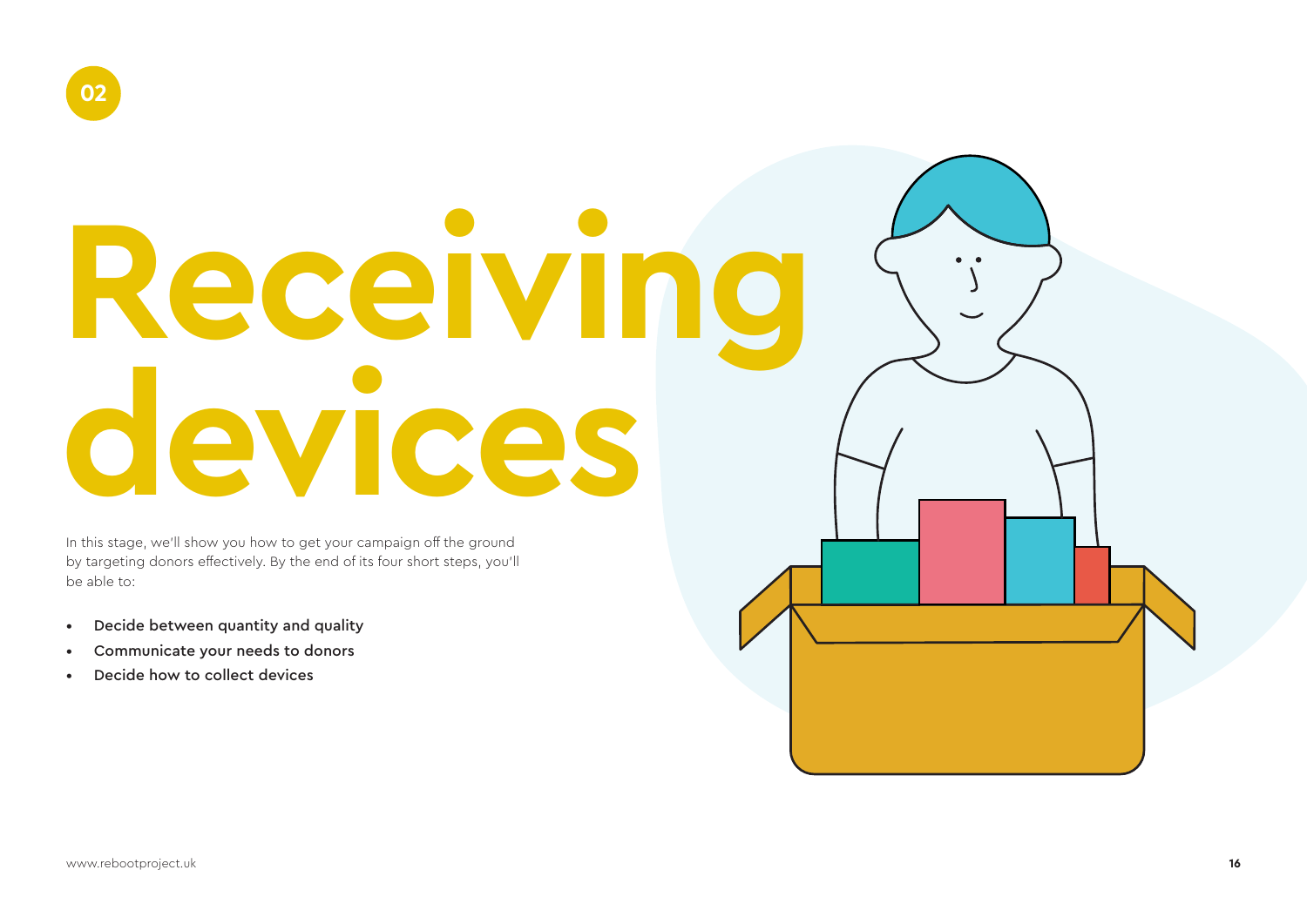02

# Receiving devices

In this stage, we'll show you how to get your campaign off the ground by targeting donors effectively. By the end of its four short steps, you'll be able to:

- Decide between quantity and quality
- Communicate your needs to donors
- Decide how to collect devices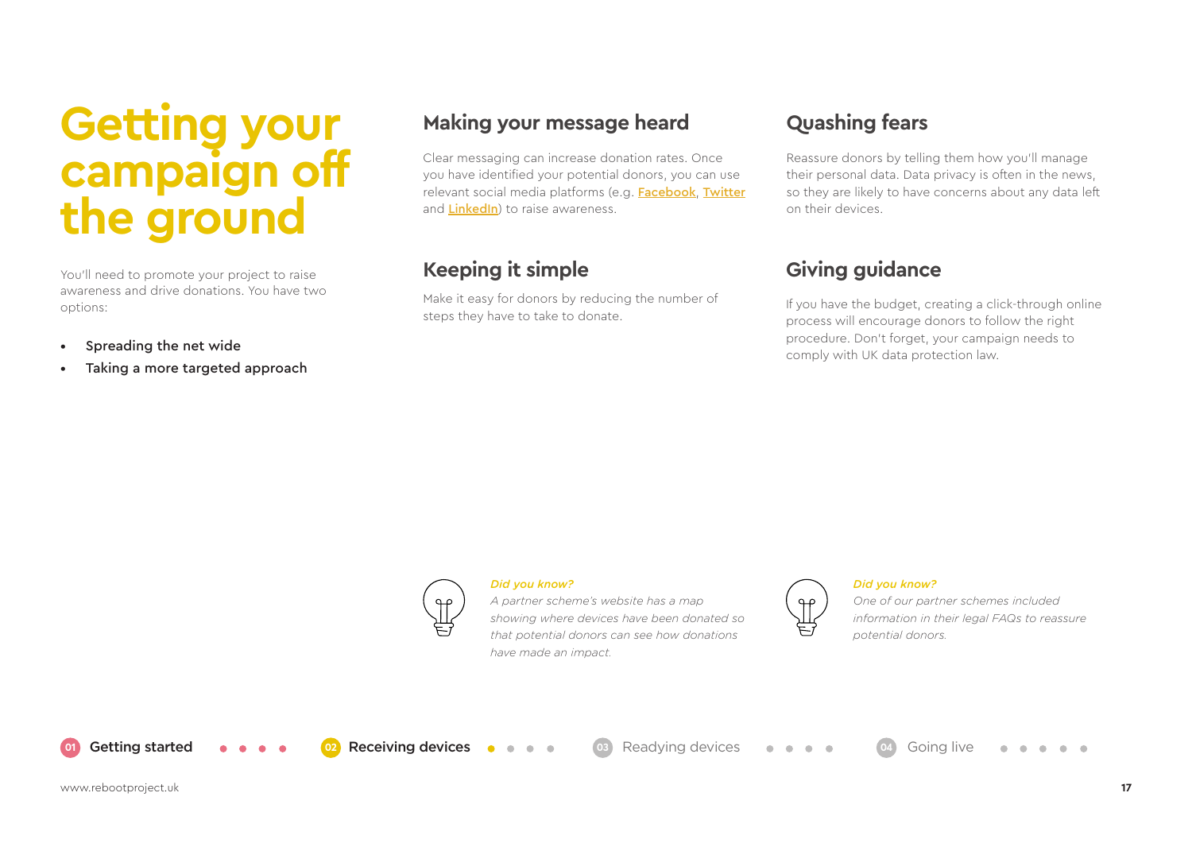# Getting your campaign off the ground

You'll need to promote your project to raise awareness and drive donations. You have two options:

- Spreading the net wide
- Taking a more targeted approach

## Making your message heard

Clear messaging can increase donation rates. Once you have identified your potential donors, you can use relevant social media platforms (e.g. Facebook, Twitter and LinkedIn) to raise awareness.

## Keeping it simple

Make it easy for donors by reducing the number of steps they have to take to donate.

*Did you know?*
*A partner scheme's website has a map showing where devices have been donated so that potential donors can see how donations have made an impact.*

## Quashing fears

Reassure donors by telling them how you'll manage their personal data. Data privacy is often in the news, so they are likely to have concerns about any data left on their devices.

## Giving guidance

If you have the budget, creating a click-through online process will encourage donors to follow the right procedure. Don't forget, your campaign needs to comply with UK data protection law.

*Did you know?*
*One of our partner schemes included information in their legal FAQs to reassure potential donors.*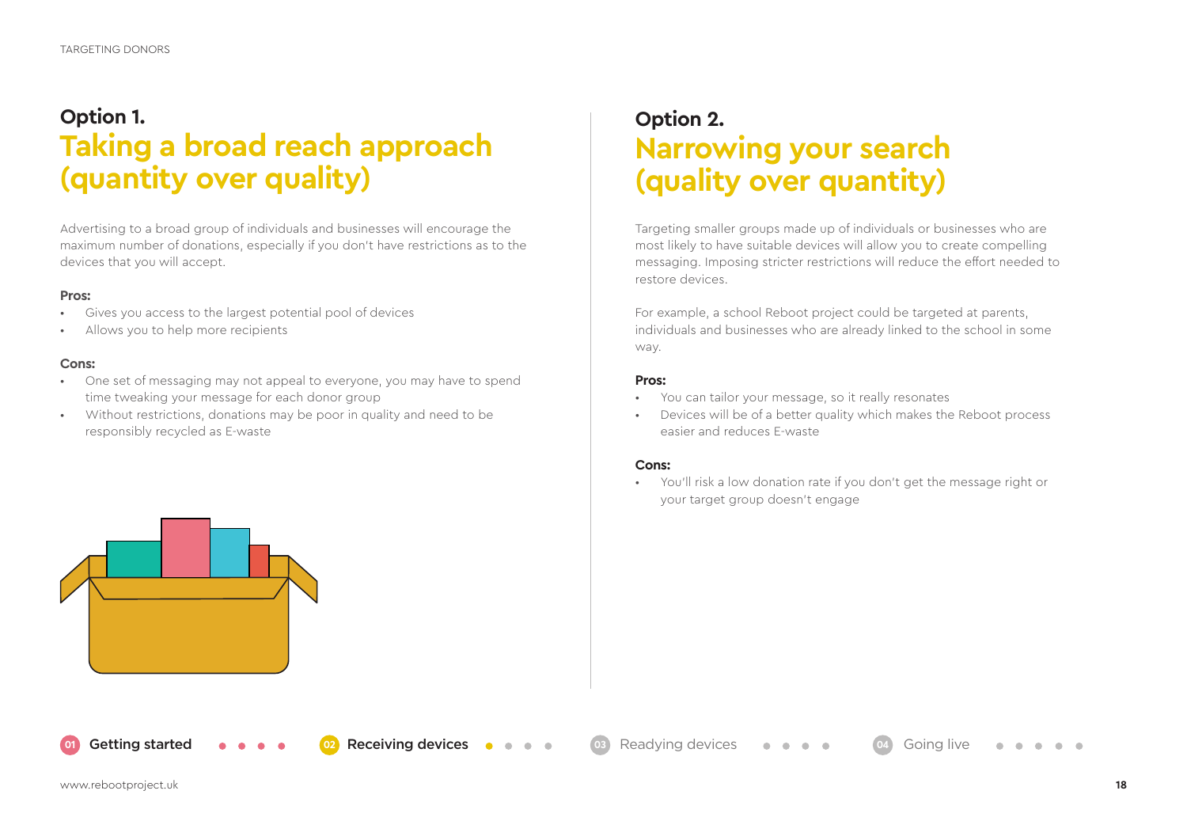## Option 1. Taking a broad reach approach (quantity over quality)

Advertising to a broad group of individuals and businesses will encourage the maximum number of donations, especially if you don't have restrictions as to the devices that you will accept.

**Pros:**

- Gives you access to the largest potential pool of devices
- Allows you to help more recipients

**Cons:**

- One set of messaging may not appeal to everyone, you may have to spend time tweaking your message for each donor group
- Without restrictions, donations may be poor in quality and need to be responsibly recycled as E-waste

## Option 2. Narrowing your search (quality over quantity)

Targeting smaller groups made up of individuals or businesses who are most likely to have suitable devices will allow you to create compelling messaging. Imposing stricter restrictions will reduce the effort needed to restore devices.

For example, a school Reboot project could be targeted at parents, individuals and businesses who are already linked to the school in some way.

**Pros:**

- You can tailor your message, so it really resonates
- Devices will be of a better quality which makes the Reboot process easier and reduces E-waste

**Cons:**

- You'll risk a low donation rate if you don't get the message right or your target group doesn't engage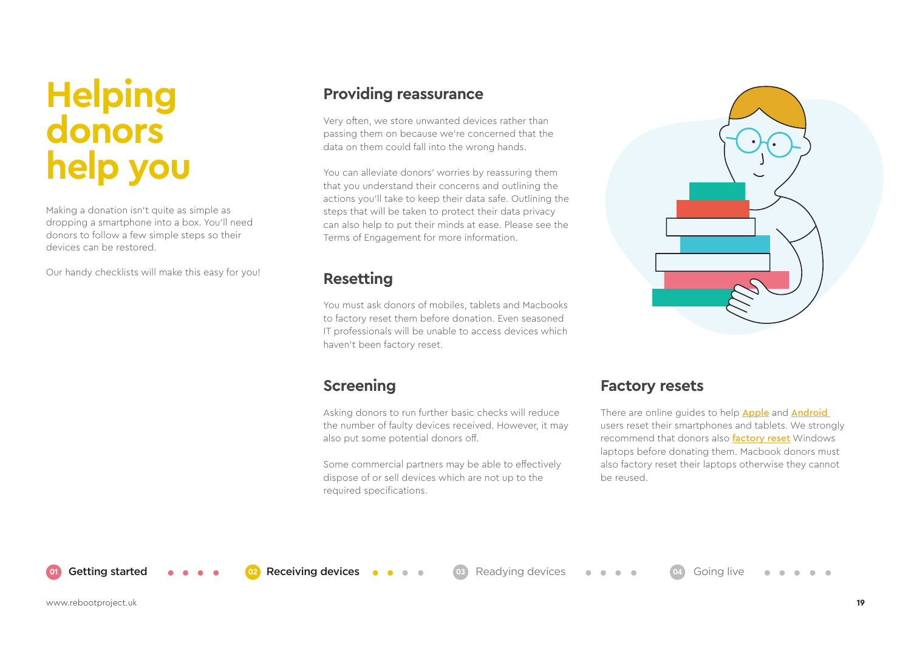# Helping donors help you

Making a donation isn't quite as simple as dropping a smartphone into a box. You'll need donors to follow a few simple steps so their devices can be restored.

Our handy checklists will make this easy for you!

## Providing reassurance

Very often, we store unwanted devices rather than passing them on because we're concerned that the data on them could fall into the wrong hands.

You can alleviate donors' worries by reassuring them that you understand their concerns and outlining the actions you'll take to keep their data safe. Outlining the steps that will be taken to protect their data privacy can also help to put their minds at ease. Please see the Terms of Engagement for more information.

## Resetting

You must ask donors of mobiles, tablets and Macbooks to factory reset them before donation. Even seasoned IT professionals will be unable to access devices which haven't been factory reset.

## Screening

Asking donors to run further basic checks will reduce the number of faulty devices received. However, it may also put some potential donors off.

Some commercial partners may be able to effectively dispose of or sell devices which are not up to the required specifications.

## Factory resets

There are online guides to help Apple and Android users reset their smartphones and tablets. We strongly recommend that donors also factory reset Windows laptops before donating them. Macbook donors must also factory reset their laptops otherwise they cannot be reused.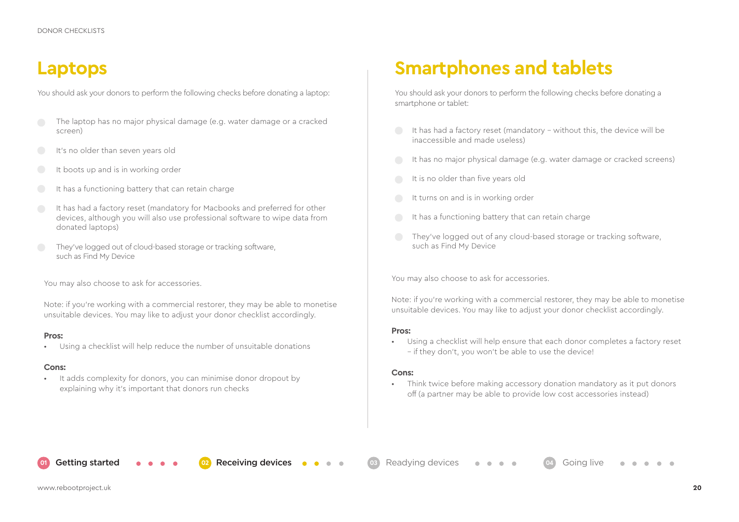## Laptops

You should ask your donors to perform the following checks before donating a laptop:

- The laptop has no major physical damage (e.g. water damage or a cracked screen)
- It's no older than seven years old
- It boots up and is in working order
- It has a functioning battery that can retain charge
- It has had a factory reset (mandatory for Macbooks and preferred for other devices, although you will also use professional software to wipe data from donated laptops)
- They've logged out of cloud-based storage or tracking software, such as Find My Device

You may also choose to ask for accessories.

Note: if you're working with a commercial restorer, they may be able to monetise unsuitable devices. You may like to adjust your donor checklist accordingly.

**Pros:**

- Using a checklist will help reduce the number of unsuitable donations

**Cons:**

- It adds complexity for donors, you can minimise donor dropout by explaining why it's important that donors run checks

## Smartphones and tablets

You should ask your donors to perform the following checks before donating a smartphone or tablet:

- It has had a factory reset (mandatory – without this, the device will be inaccessible and made useless)
- It has no major physical damage (e.g. water damage or cracked screens)
- It is no older than five years old
- It turns on and is in working order
- It has a functioning battery that can retain charge
- They've logged out of any cloud-based storage or tracking software, such as Find My Device

You may also choose to ask for accessories.

Note: if you're working with a commercial restorer, they may be able to monetise unsuitable devices. You may like to adjust your donor checklist accordingly.

**Pros:**

- Using a checklist will help ensure that each donor completes a factory reset – if they don't, you won't be able to use the device!

**Cons:**

- Think twice before making accessory donation mandatory as it put donors off (a partner may be able to provide low cost accessories instead)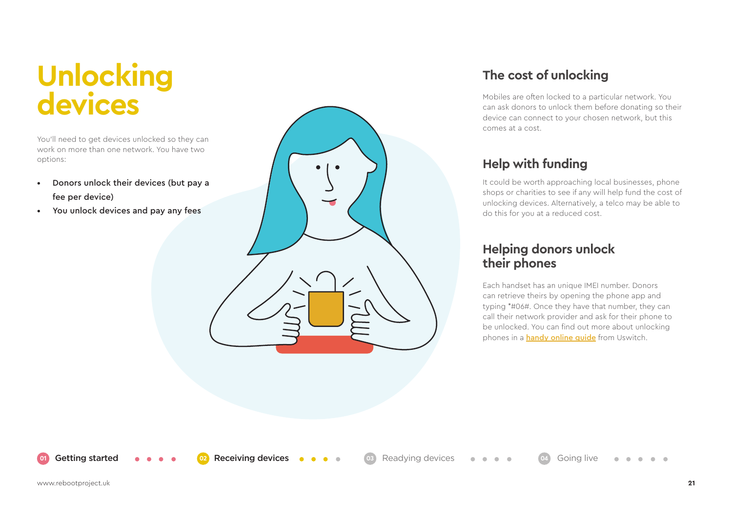# Unlocking devices

You'll need to get devices unlocked so they can work on more than one network. You have two options:

- **Donors unlock their devices (but pay a fee per device)**
- **You unlock devices and pay any fees**

## The cost of unlocking

Mobiles are often locked to a particular network. You can ask donors to unlock them before donating so their device can connect to your chosen network, but this comes at a cost.

## Help with funding

It could be worth approaching local businesses, phone shops or charities to see if any will help fund the cost of unlocking devices. Alternatively, a telco may be able to do this for you at a reduced cost.

## Helping donors unlock their phones

Each handset has an unique IMEI number. Donors can retrieve theirs by opening the phone app and typing *#06#. Once they have that number, they can call their network provider and ask for their phone to be unlocked. You can find out more about unlocking phones in a handy online guide from Uswitch.

**01** Getting started  **02** Receiving devices  **03** Readying devices  **04** Going live

www.rebootproject.uk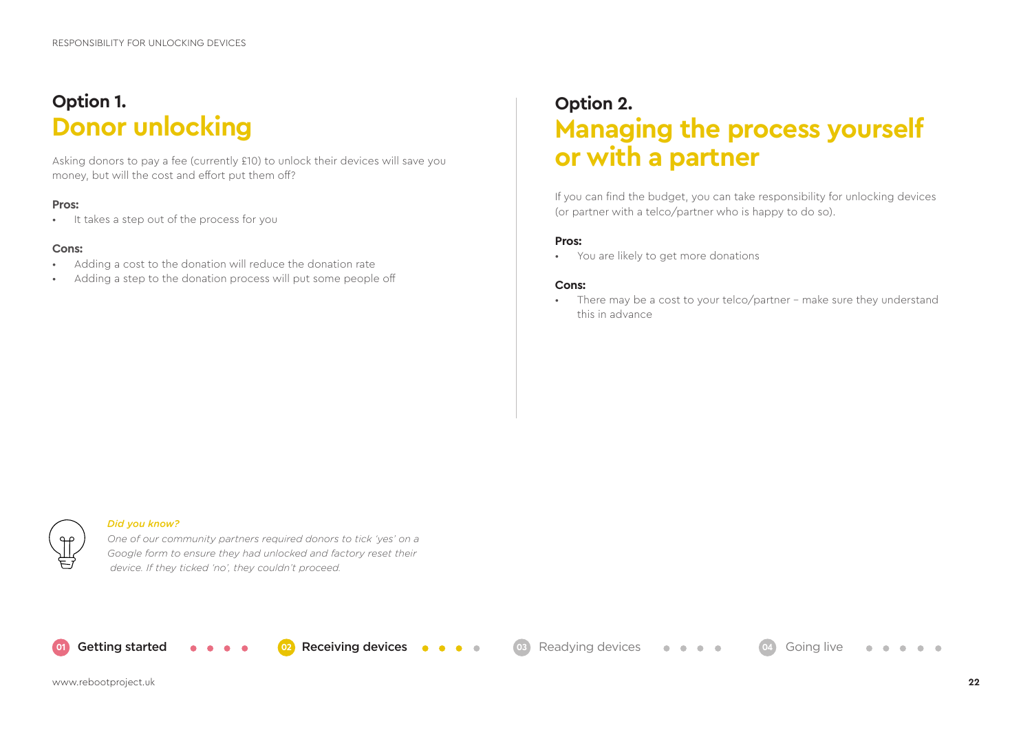## Option 1.
## Donor unlocking

Asking donors to pay a fee (currently £10) to unlock their devices will save you money, but will the cost and effort put them off?

**Pros:**

- It takes a step out of the process for you

**Cons:**

- Adding a cost to the donation will reduce the donation rate
- Adding a step to the donation process will put some people off

## Option 2.
## Managing the process yourself or with a partner

If you can find the budget, you can take responsibility for unlocking devices (or partner with a telco/partner who is happy to do so).

**Pros:**

- You are likely to get more donations

**Cons:**

- There may be a cost to your telco/partner – make sure they understand this in advance

*Did you know?*

*One of our community partners required donors to tick 'yes' on a Google form to ensure they had unlocked and factory reset their device. If they ticked 'no', they couldn't proceed.*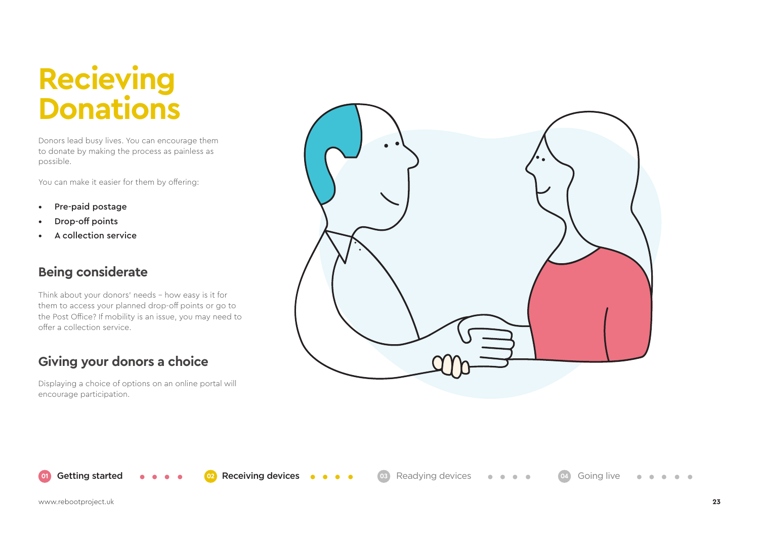# Recieving Donations

Donors lead busy lives. You can encourage them to donate by making the process as painless as possible.

You can make it easier for them by offering:

- **Pre-paid postage**
- **Drop-off points**
- **A collection service**

## Being considerate

Think about your donors' needs – how easy is it for them to access your planned drop-off points or go to the Post Office? If mobility is an issue, you may need to offer a collection service.

## Giving your donors a choice

Displaying a choice of options on an online portal will encourage participation.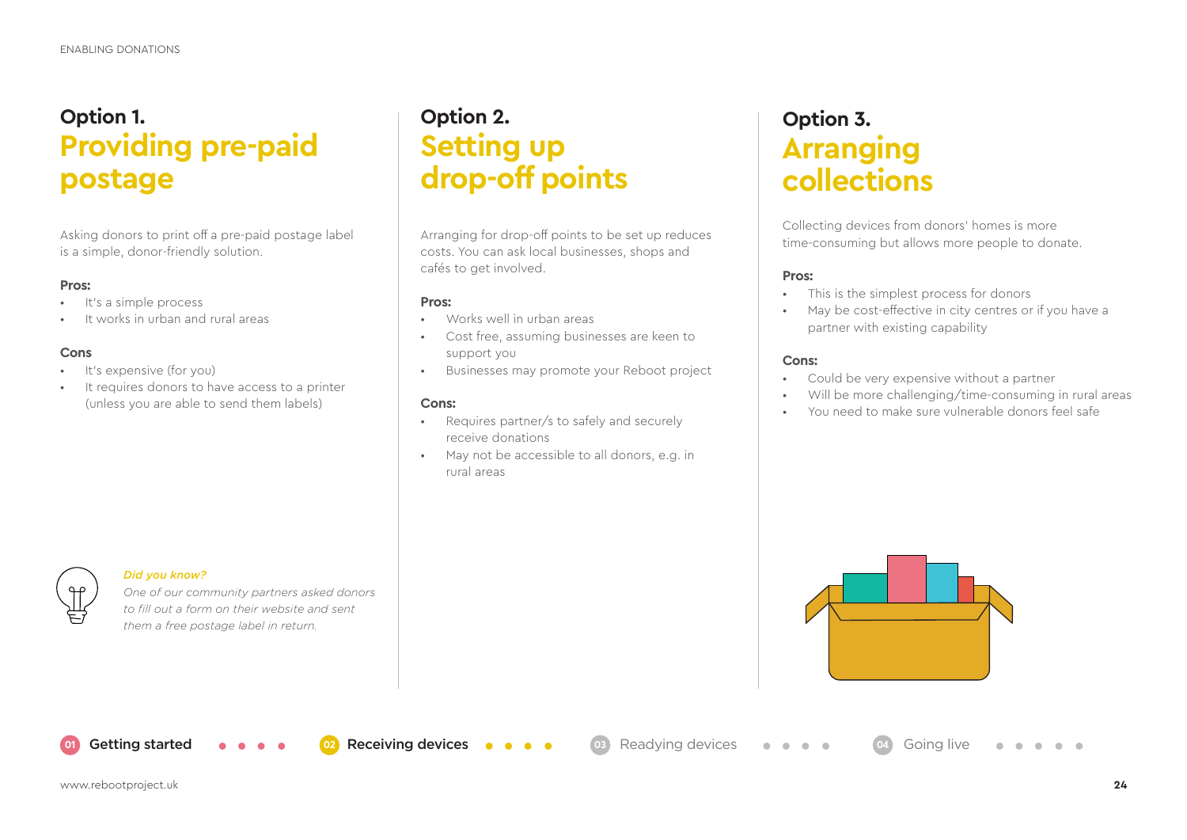## Option 1. Providing pre-paid postage

Asking donors to print off a pre-paid postage label is a simple, donor-friendly solution.

**Pros:**

- It's a simple process
- It works in urban and rural areas

**Cons**

- It's expensive (for you)
- It requires donors to have access to a printer (unless you are able to send them labels)

*Did you know?*

*One of our community partners asked donors to fill out a form on their website and sent them a free postage label in return.*

## Option 2. Setting up drop-off points

Arranging for drop-off points to be set up reduces costs. You can ask local businesses, shops and cafés to get involved.

**Pros:**

- Works well in urban areas
- Cost free, assuming businesses are keen to support you
- Businesses may promote your Reboot project

**Cons:**

- Requires partner/s to safely and securely receive donations
- May not be accessible to all donors, e.g. in rural areas

## Option 3. Arranging collections

Collecting devices from donors' homes is more time-consuming but allows more people to donate.

**Pros:**

- This is the simplest process for donors
- May be cost-effective in city centres or if you have a partner with existing capability

**Cons:**

- Could be very expensive without a partner
- Will be more challenging/time-consuming in rural areas
- You need to make sure vulnerable donors feel safe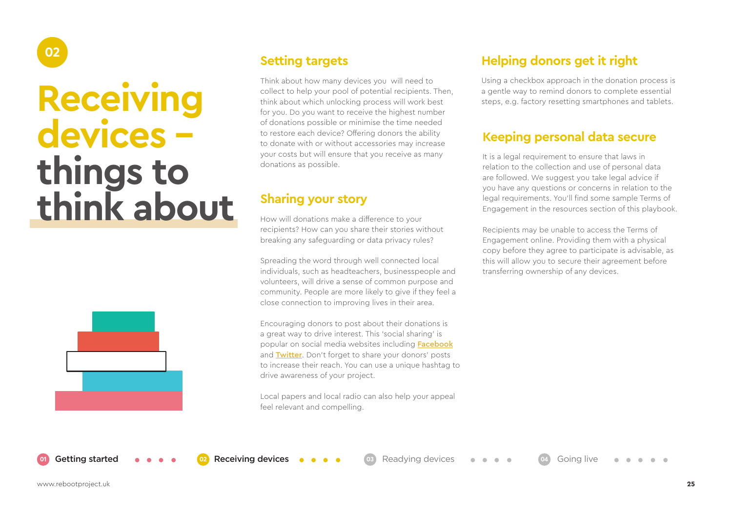02

# Receiving devices – things to think about

## Setting targets

Think about how many devices you will need to collect to help your pool of potential recipients. Then, think about which unlocking process will work best for you. Do you want to receive the highest number of donations possible or minimise the time needed to restore each device? Offering donors the ability to donate with or without accessories may increase your costs but will ensure that you receive as many donations as possible.

## Sharing your story

How will donations make a difference to your recipients? How can you share their stories without breaking any safeguarding or data privacy rules?

Spreading the word through well connected local individuals, such as headteachers, businesspeople and volunteers, will drive a sense of common purpose and community. People are more likely to give if they feel a close connection to improving lives in their area.

Encouraging donors to post about their donations is a great way to drive interest. This 'social sharing' is popular on social media websites including [Facebook] and [Twitter]. Don't forget to share your donors' posts to increase their reach. You can use a unique hashtag to drive awareness of your project.

Local papers and local radio can also help your appeal feel relevant and compelling.

## Helping donors get it right

Using a checkbox approach in the donation process is a gentle way to remind donors to complete essential steps, e.g. factory resetting smartphones and tablets.

## Keeping personal data secure

It is a legal requirement to ensure that laws in relation to the collection and use of personal data are followed. We suggest you take legal advice if you have any questions or concerns in relation to the legal requirements. You'll find some sample Terms of Engagement in the resources section of this playbook.

Recipients may be unable to access the Terms of Engagement online. Providing them with a physical copy before they agree to participate is advisable, as this will allow you to secure their agreement before transferring ownership of any devices.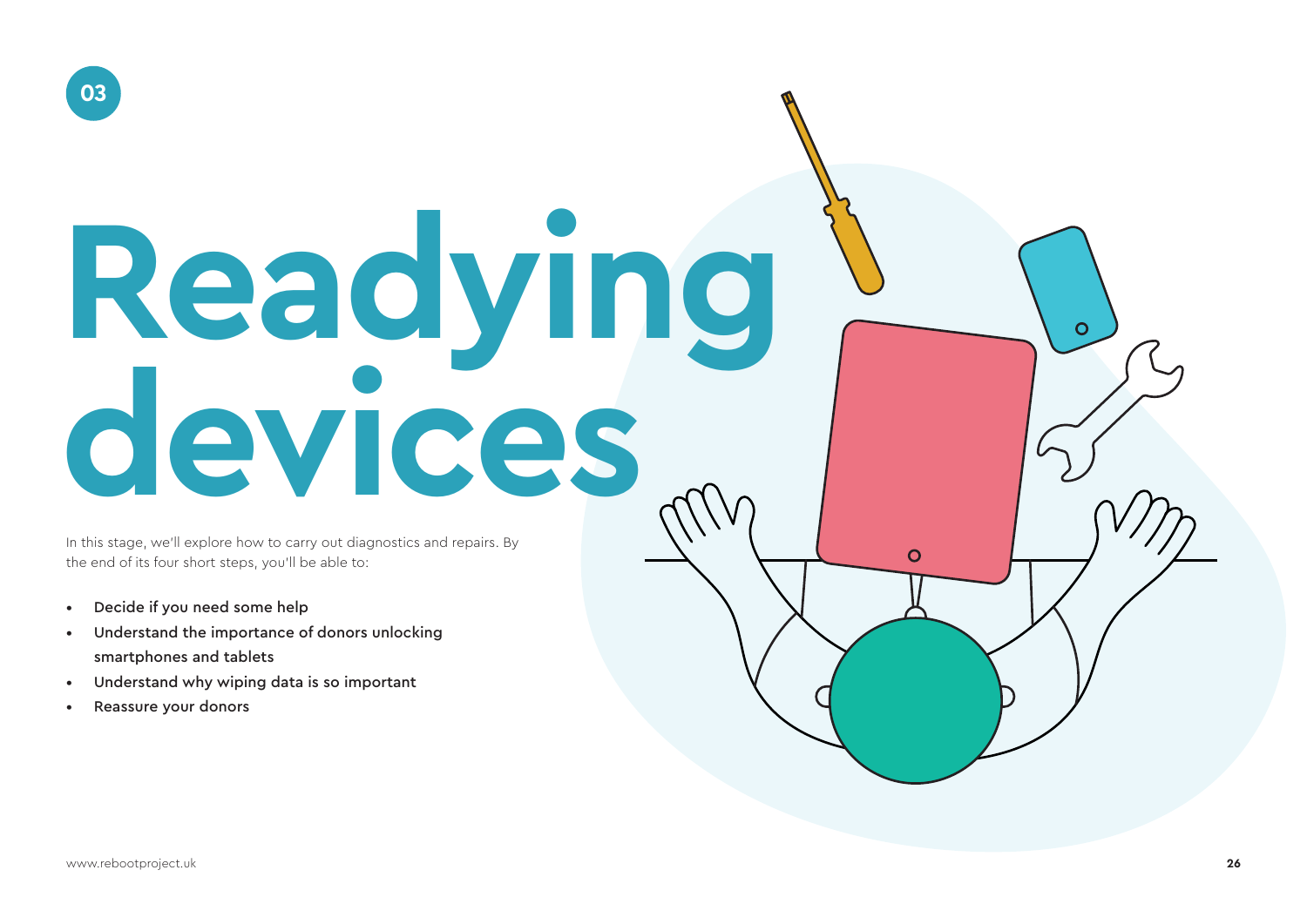03

# Readying devices

In this stage, we'll explore how to carry out diagnostics and repairs. By the end of its four short steps, you'll be able to:

- Decide if you need some help
- Understand the importance of donors unlocking smartphones and tablets
- Understand why wiping data is so important
- Reassure your donors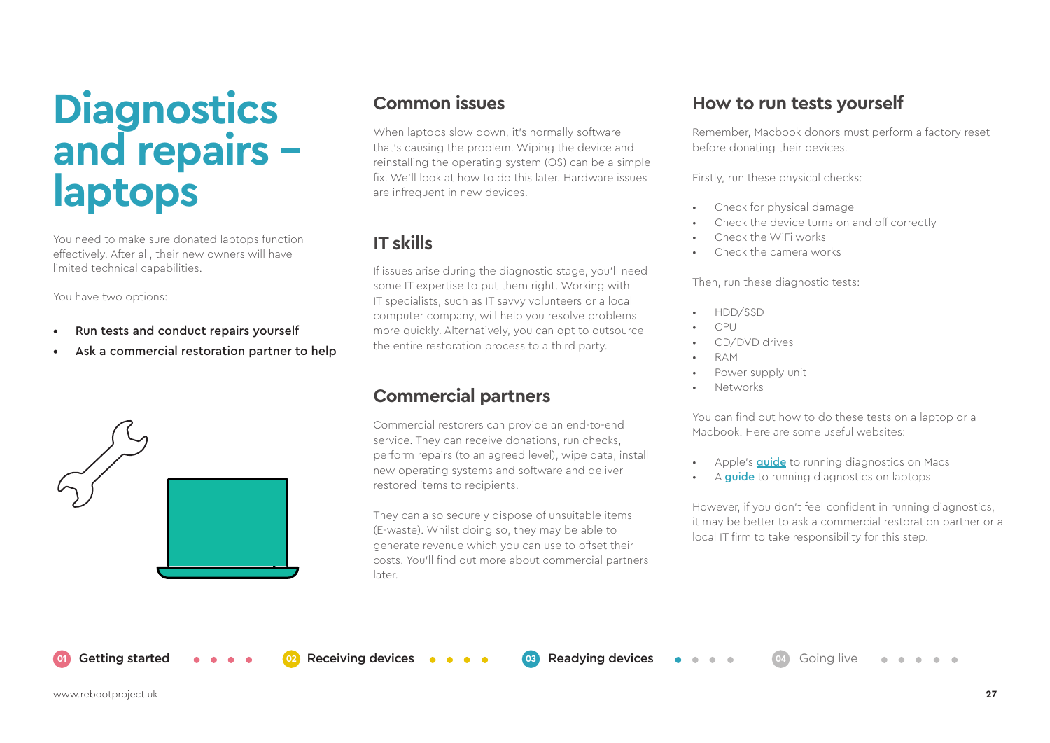# Diagnostics and repairs – laptops

You need to make sure donated laptops function effectively. After all, their new owners will have limited technical capabilities.

You have two options:

- **Run tests and conduct repairs yourself**
- **Ask a commercial restoration partner to help**

## Common issues

When laptops slow down, it's normally software that's causing the problem. Wiping the device and reinstalling the operating system (OS) can be a simple fix. We'll look at how to do this later. Hardware issues are infrequent in new devices.

## IT skills

If issues arise during the diagnostic stage, you'll need some IT expertise to put them right. Working with IT specialists, such as IT savvy volunteers or a local computer company, will help you resolve problems more quickly. Alternatively, you can opt to outsource the entire restoration process to a third party.

## Commercial partners

Commercial restorers can provide an end-to-end service. They can receive donations, run checks, perform repairs (to an agreed level), wipe data, install new operating systems and software and deliver restored items to recipients.

They can also securely dispose of unsuitable items (E-waste). Whilst doing so, they may be able to generate revenue which you can use to offset their costs. You'll find out more about commercial partners later.

## How to run tests yourself

Remember, Macbook donors must perform a factory reset before donating their devices.

Firstly, run these physical checks:

- Check for physical damage
- Check the device turns on and off correctly
- Check the WiFi works
- Check the camera works

Then, run these diagnostic tests:

- HDD/SSD
- CPU
- CD/DVD drives
- RAM
- Power supply unit
- Networks

You can find out how to do these tests on a laptop or a Macbook. Here are some useful websites:

- Apple's guide to running diagnostics on Macs
- A guide to running diagnostics on laptops

However, if you don't feel confident in running diagnostics, it may be better to ask a commercial restoration partner or a local IT firm to take responsibility for this step.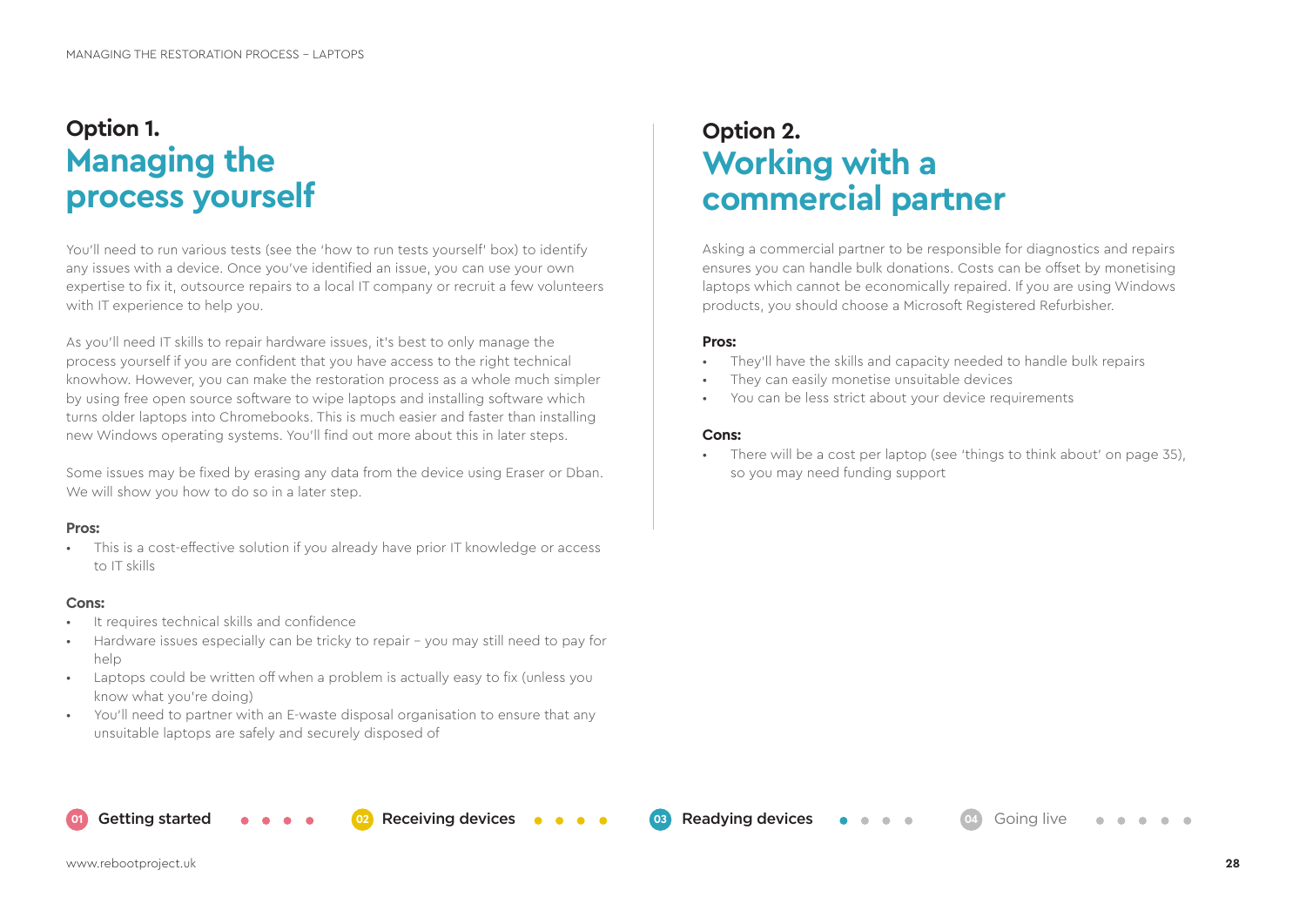## Option 1. Managing the process yourself

You'll need to run various tests (see the 'how to run tests yourself' box) to identify any issues with a device. Once you've identified an issue, you can use your own expertise to fix it, outsource repairs to a local IT company or recruit a few volunteers with IT experience to help you.

As you'll need IT skills to repair hardware issues, it's best to only manage the process yourself if you are confident that you have access to the right technical knowhow. However, you can make the restoration process as a whole much simpler by using free open source software to wipe laptops and installing software which turns older laptops into Chromebooks. This is much easier and faster than installing new Windows operating systems. You'll find out more about this in later steps.

Some issues may be fixed by erasing any data from the device using Eraser or Dban. We will show you how to do so in a later step.

**Pros:**

- This is a cost-effective solution if you already have prior IT knowledge or access to IT skills

**Cons:**

- It requires technical skills and confidence
- Hardware issues especially can be tricky to repair – you may still need to pay for help
- Laptops could be written off when a problem is actually easy to fix (unless you know what you're doing)
- You'll need to partner with an E-waste disposal organisation to ensure that any unsuitable laptops are safely and securely disposed of

## Option 2. Working with a commercial partner

Asking a commercial partner to be responsible for diagnostics and repairs ensures you can handle bulk donations. Costs can be offset by monetising laptops which cannot be economically repaired. If you are using Windows products, you should choose a Microsoft Registered Refurbisher.

**Pros:**

- They'll have the skills and capacity needed to handle bulk repairs
- They can easily monetise unsuitable devices
- You can be less strict about your device requirements

**Cons:**

- There will be a cost per laptop (see 'things to think about' on page 35), so you may need funding support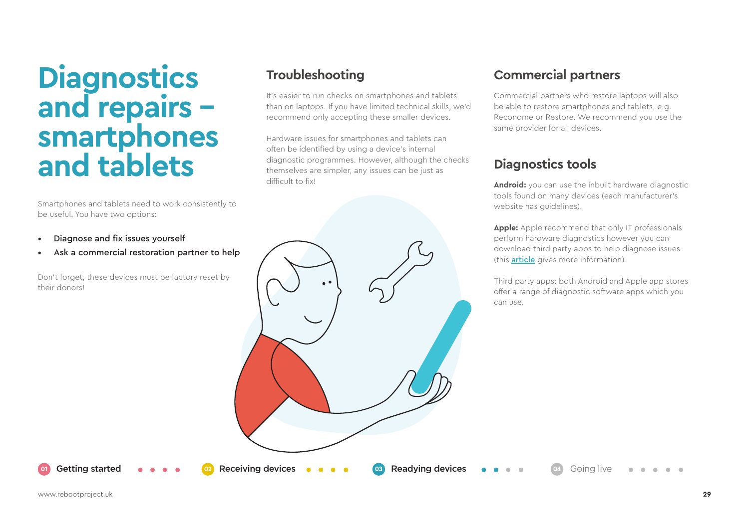# Diagnostics and repairs – smartphones and tablets

Smartphones and tablets need to work consistently to be useful. You have two options:

- Diagnose and fix issues yourself
- Ask a commercial restoration partner to help

Don't forget, these devices must be factory reset by their donors!

## Troubleshooting

It's easier to run checks on smartphones and tablets than on laptops. If you have limited technical skills, we'd recommend only accepting these smaller devices.

Hardware issues for smartphones and tablets can often be identified by using a device's internal diagnostic programmes. However, although the checks themselves are simpler, any issues can be just as difficult to fix!

## Commercial partners

Commercial partners who restore laptops will also be able to restore smartphones and tablets, e.g. Reconome or Restore. We recommend you use the same provider for all devices.

## Diagnostics tools

**Android:** you can use the inbuilt hardware diagnostic tools found on many devices (each manufacturer's website has guidelines).

**Apple:** Apple recommend that only IT professionals perform hardware diagnostics however you can download third party apps to help diagnose issues (this article gives more information).

Third party apps: both Android and Apple app stores offer a range of diagnostic software apps which you can use.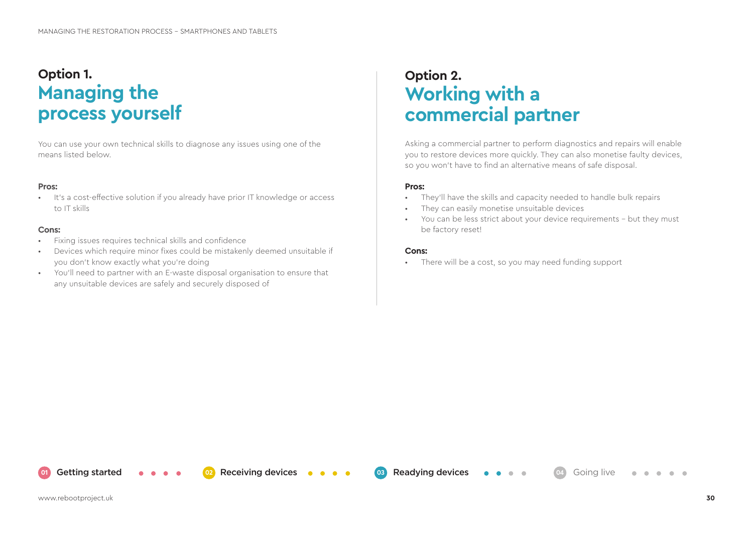## Option 1. Managing the process yourself

You can use your own technical skills to diagnose any issues using one of the means listed below.

**Pros:**

- It's a cost-effective solution if you already have prior IT knowledge or access to IT skills

**Cons:**

- Fixing issues requires technical skills and confidence
- Devices which require minor fixes could be mistakenly deemed unsuitable if you don't know exactly what you're doing
- You'll need to partner with an E-waste disposal organisation to ensure that any unsuitable devices are safely and securely disposed of

## Option 2. Working with a commercial partner

Asking a commercial partner to perform diagnostics and repairs will enable you to restore devices more quickly. They can also monetise faulty devices, so you won't have to find an alternative means of safe disposal.

**Pros:**

- They'll have the skills and capacity needed to handle bulk repairs
- They can easily monetise unsuitable devices
- You can be less strict about your device requirements – but they must be factory reset!

**Cons:**

- There will be a cost, so you may need funding support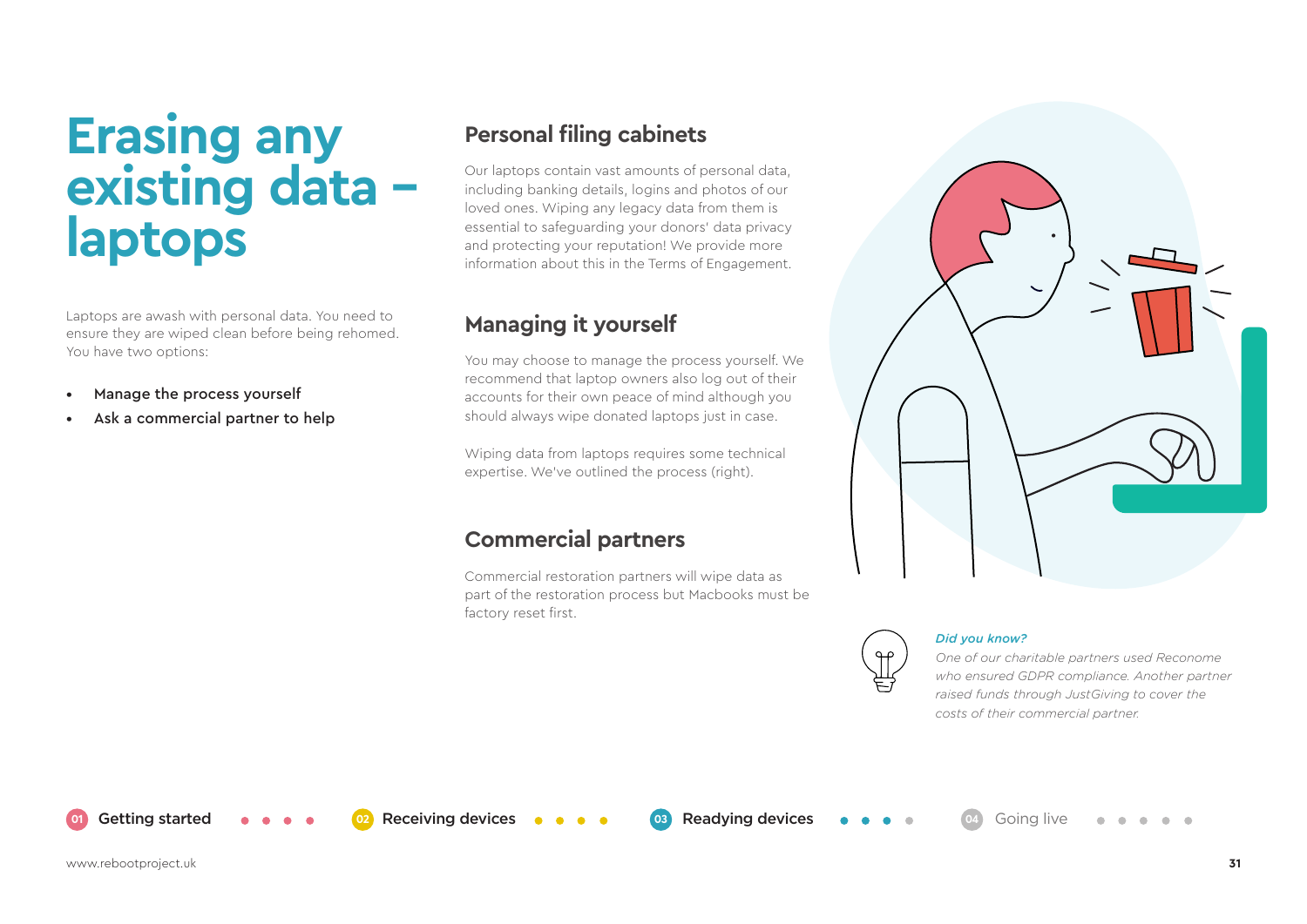# Erasing any existing data – laptops

Laptops are awash with personal data. You need to ensure they are wiped clean before being rehomed. You have two options:

- Manage the process yourself
- Ask a commercial partner to help

## Personal filing cabinets

Our laptops contain vast amounts of personal data, including banking details, logins and photos of our loved ones. Wiping any legacy data from them is essential to safeguarding your donors' data privacy and protecting your reputation! We provide more information about this in the Terms of Engagement.

## Managing it yourself

You may choose to manage the process yourself. We recommend that laptop owners also log out of their accounts for their own peace of mind although you should always wipe donated laptops just in case.

Wiping data from laptops requires some technical expertise. We've outlined the process (right).

## Commercial partners

Commercial restoration partners will wipe data as part of the restoration process but Macbooks must be factory reset first.

*Did you know?*

*One of our charitable partners used Reconome who ensured GDPR compliance. Another partner raised funds through JustGiving to cover the costs of their commercial partner.*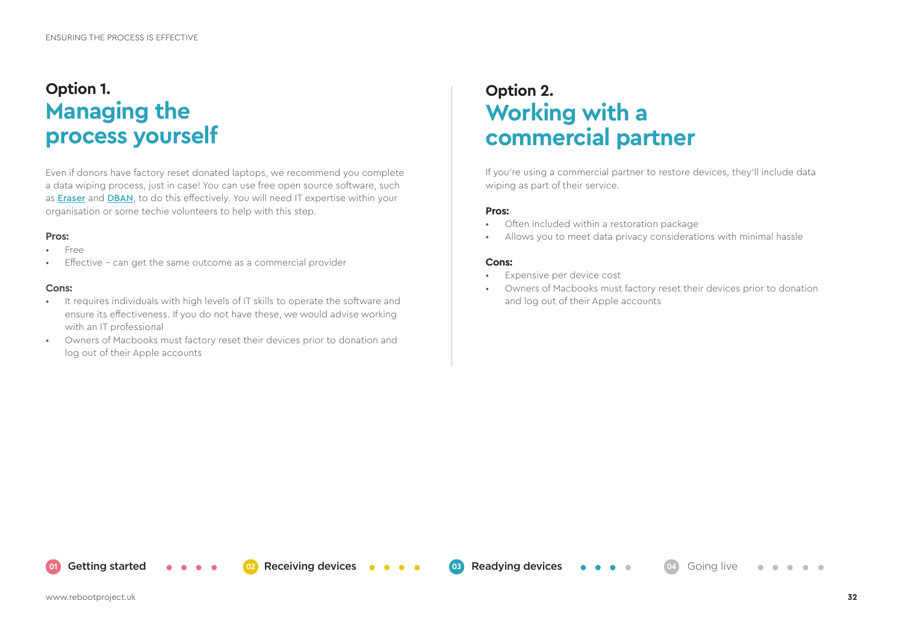## Option 1. Managing the process yourself

Even if donors have factory reset donated laptops, we recommend you complete a data wiping process, just in case! You can use free open source software, such as **Eraser** and **DBAN**, to do this effectively. You will need IT expertise within your organisation or some techie volunteers to help with this step.

**Pros:**

- Free
- Effective – can get the same outcome as a commercial provider

**Cons:**

- It requires individuals with high levels of IT skills to operate the software and ensure its effectiveness. If you do not have these, we would advise working with an IT professional
- Owners of Macbooks must factory reset their devices prior to donation and log out of their Apple accounts

## Option 2. Working with a commercial partner

If you're using a commercial partner to restore devices, they'll include data wiping as part of their service.

**Pros:**

- Often included within a restoration package
- Allows you to meet data privacy considerations with minimal hassle

**Cons:**

- Expensive per device cost
- Owners of Macbooks must factory reset their devices prior to donation and log out of their Apple accounts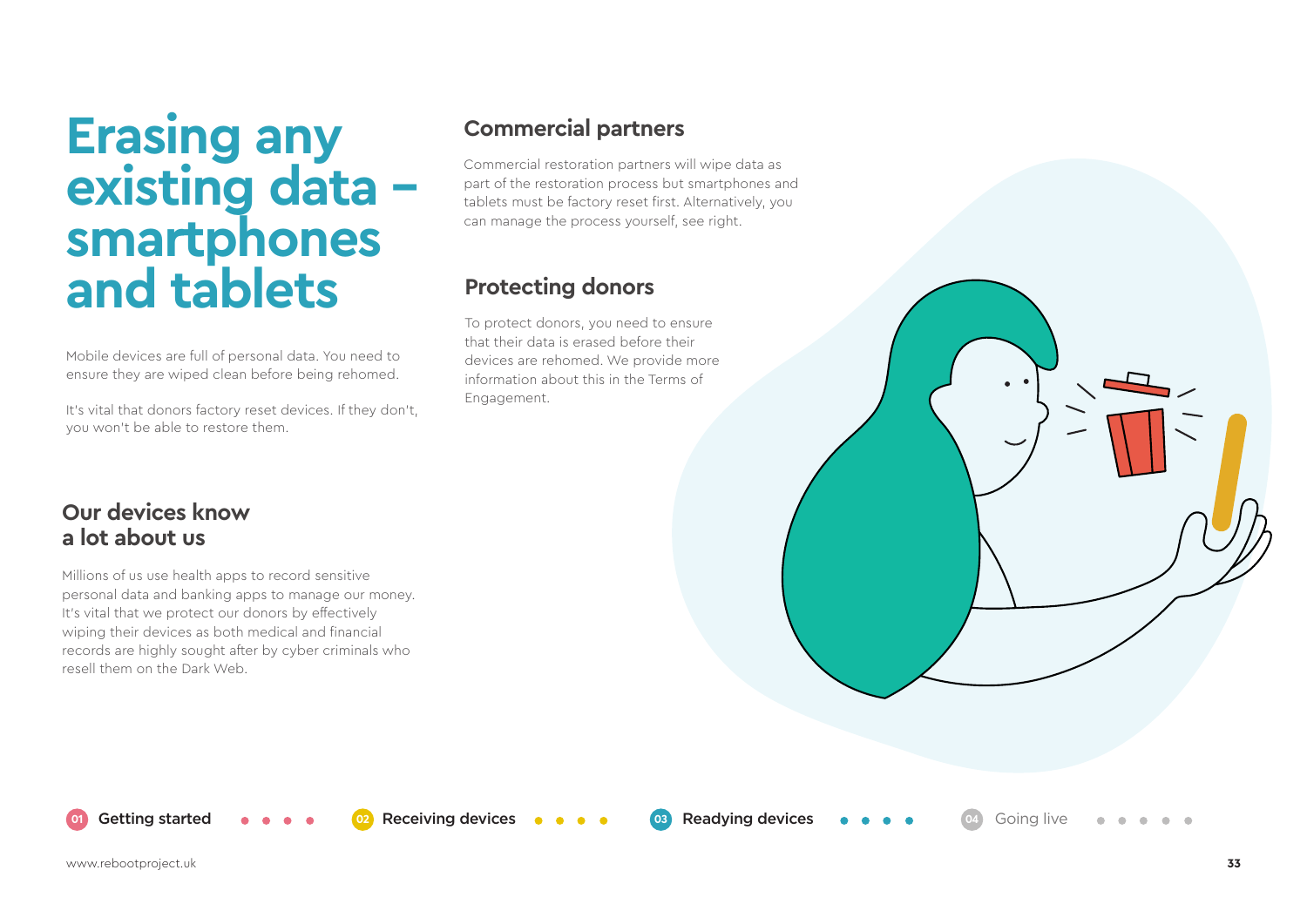# Erasing any existing data – smartphones and tablets

Mobile devices are full of personal data. You need to ensure they are wiped clean before being rehomed.

It's vital that donors factory reset devices. If they don't, you won't be able to restore them.

## Our devices know a lot about us

Millions of us use health apps to record sensitive personal data and banking apps to manage our money. It's vital that we protect our donors by effectively wiping their devices as both medical and financial records are highly sought after by cyber criminals who resell them on the Dark Web.

## Commercial partners

Commercial restoration partners will wipe data as part of the restoration process but smartphones and tablets must be factory reset first. Alternatively, you can manage the process yourself, see right.

## Protecting donors

To protect donors, you need to ensure that their data is erased before their devices are rehomed. We provide more information about this in the Terms of Engagement.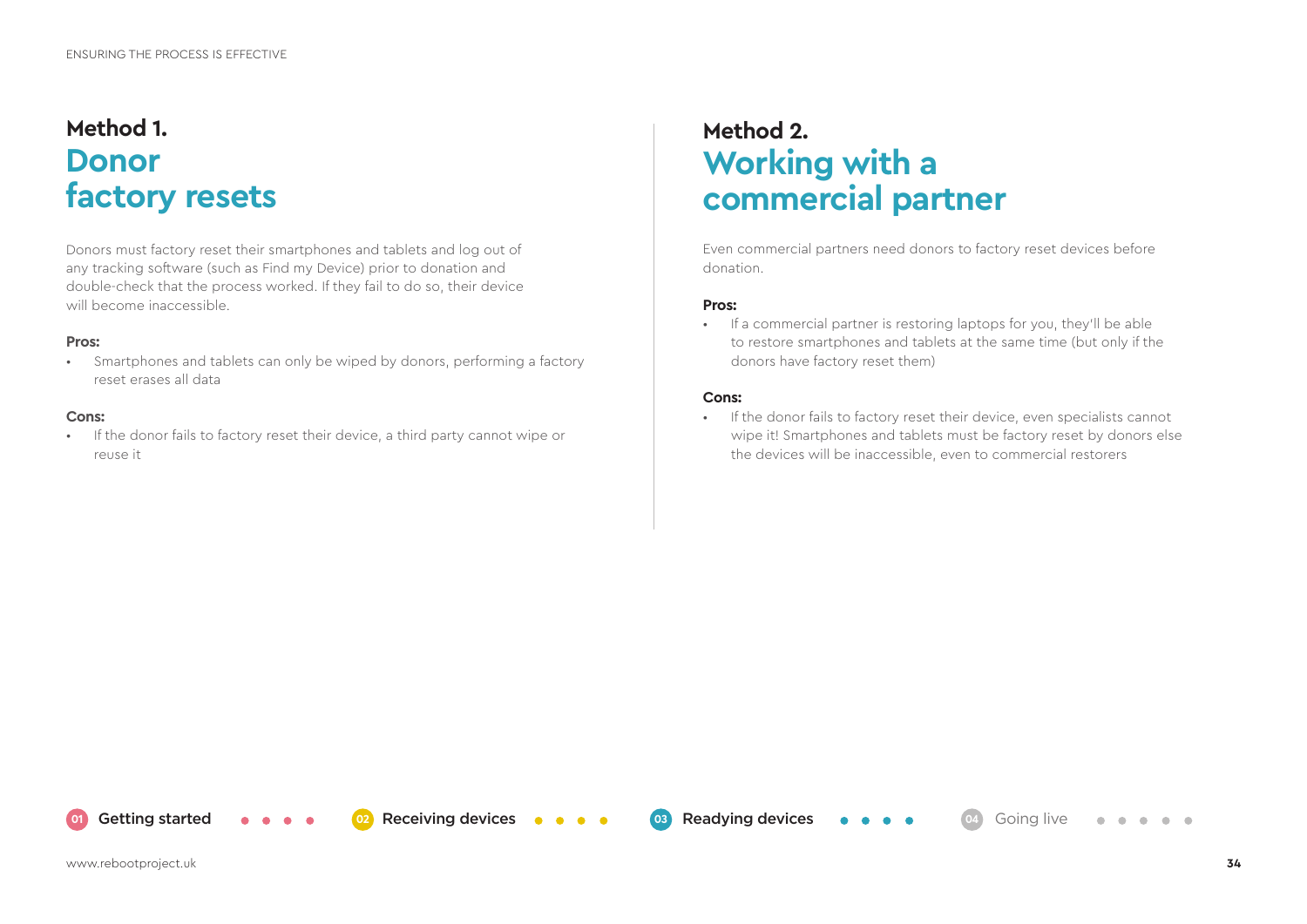## Method 1.
## Donor factory resets

Donors must factory reset their smartphones and tablets and log out of any tracking software (such as Find my Device) prior to donation and double-check that the process worked. If they fail to do so, their device will become inaccessible.

**Pros:**

- Smartphones and tablets can only be wiped by donors, performing a factory reset erases all data

**Cons:**

- If the donor fails to factory reset their device, a third party cannot wipe or reuse it

## Method 2.
## Working with a commercial partner

Even commercial partners need donors to factory reset devices before donation.

**Pros:**

- If a commercial partner is restoring laptops for you, they'll be able to restore smartphones and tablets at the same time (but only if the donors have factory reset them)

**Cons:**

- If the donor fails to factory reset their device, even specialists cannot wipe it! Smartphones and tablets must be factory reset by donors else the devices will be inaccessible, even to commercial restorers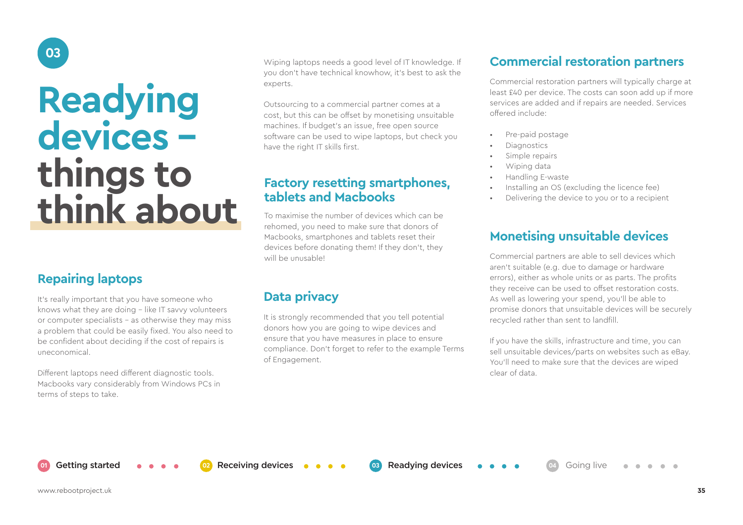03

# Readying devices – things to think about

## Repairing laptops

It's really important that you have someone who knows what they are doing – like IT savvy volunteers or computer specialists – as otherwise they may miss a problem that could be easily fixed. You also need to be confident about deciding if the cost of repairs is uneconomical.

Different laptops need different diagnostic tools. Macbooks vary considerably from Windows PCs in terms of steps to take.

Wiping laptops needs a good level of IT knowledge. If you don't have technical knowhow, it's best to ask the experts.

Outsourcing to a commercial partner comes at a cost, but this can be offset by monetising unsuitable machines. If budget's an issue, free open source software can be used to wipe laptops, but check you have the right IT skills first.

## Factory resetting smartphones, tablets and Macbooks

To maximise the number of devices which can be rehomed, you need to make sure that donors of Macbooks, smartphones and tablets reset their devices before donating them! If they don't, they will be unusable!

## Data privacy

It is strongly recommended that you tell potential donors how you are going to wipe devices and ensure that you have measures in place to ensure compliance. Don't forget to refer to the example Terms of Engagement.

## Commercial restoration partners

Commercial restoration partners will typically charge at least £40 per device. The costs can soon add up if more services are added and if repairs are needed. Services offered include:

- Pre-paid postage
- Diagnostics
- Simple repairs
- Wiping data
- Handling E-waste
- Installing an OS (excluding the licence fee)
- Delivering the device to you or to a recipient

## Monetising unsuitable devices

Commercial partners are able to sell devices which aren't suitable (e.g. due to damage or hardware errors), either as whole units or as parts. The profits they receive can be used to offset restoration costs. As well as lowering your spend, you'll be able to promise donors that unsuitable devices will be securely recycled rather than sent to landfill.

If you have the skills, infrastructure and time, you can sell unsuitable devices/parts on websites such as eBay. You'll need to make sure that the devices are wiped clear of data.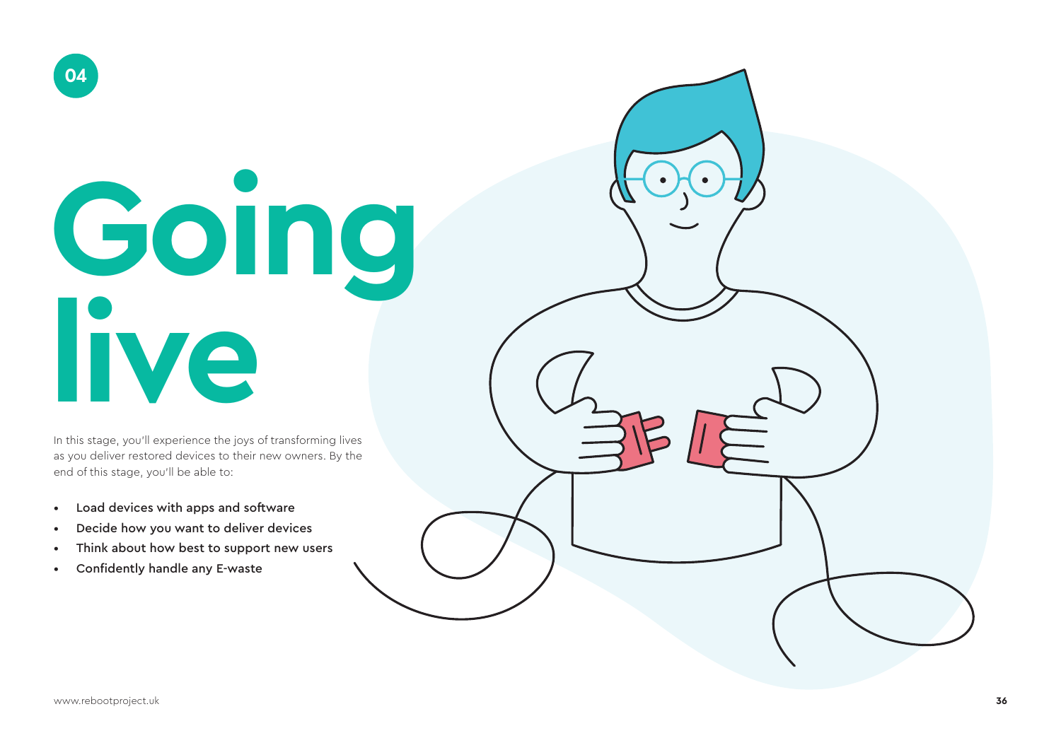04

# Going live

In this stage, you'll experience the joys of transforming lives as you deliver restored devices to their new owners. By the end of this stage, you'll be able to:

- Load devices with apps and software
- Decide how you want to deliver devices
- Think about how best to support new users
- Confidently handle any E-waste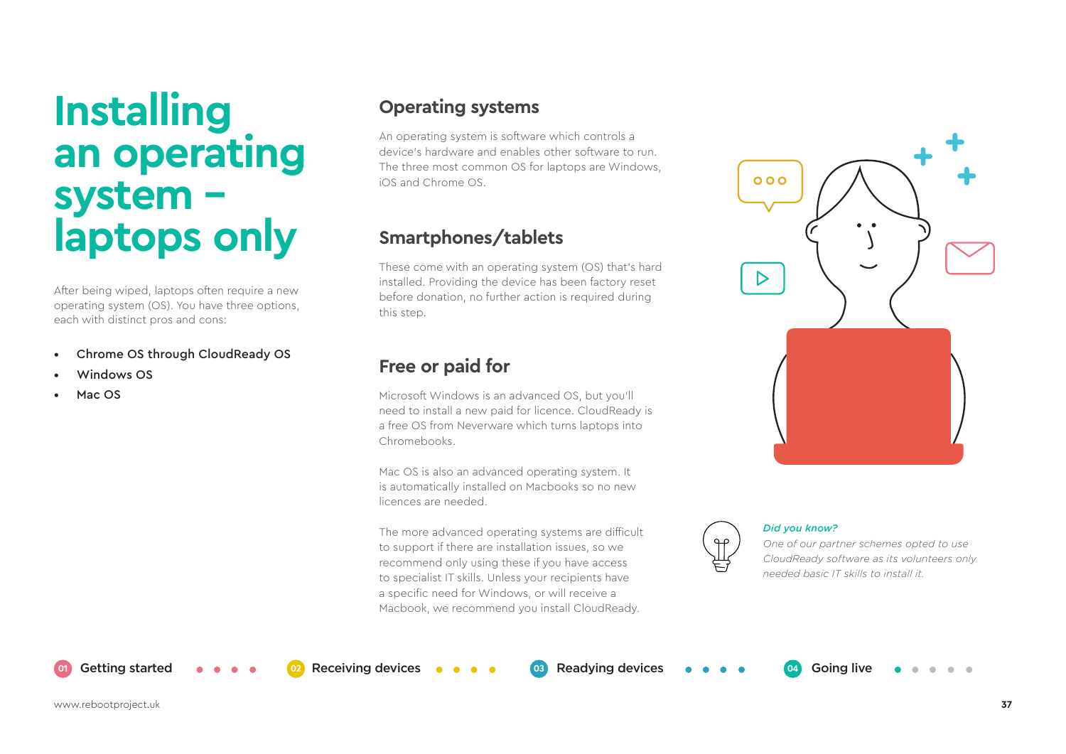# Installing an operating system – laptops only

After being wiped, laptops often require a new operating system (OS). You have three options, each with distinct pros and cons:

- Chrome OS through CloudReady OS
- Windows OS
- Mac OS

## Operating systems

An operating system is software which controls a device's hardware and enables other software to run. The three most common OS for laptops are Windows, iOS and Chrome OS.

## Smartphones/tablets

These come with an operating system (OS) that's hard installed. Providing the device has been factory reset before donation, no further action is required during this step.

## Free or paid for

Microsoft Windows is an advanced OS, but you'll need to install a new paid for licence. CloudReady is a free OS from Neverware which turns laptops into Chromebooks.

Mac OS is also an advanced operating system. It is automatically installed on Macbooks so no new licences are needed.

The more advanced operating systems are difficult to support if there are installation issues, so we recommend only using these if you have access to specialist IT skills. Unless your recipients have a specific need for Windows, or will receive a Macbook, we recommend you install CloudReady.

*Did you know?*

*One of our partner schemes opted to use CloudReady software as its volunteers only needed basic IT skills to install it.*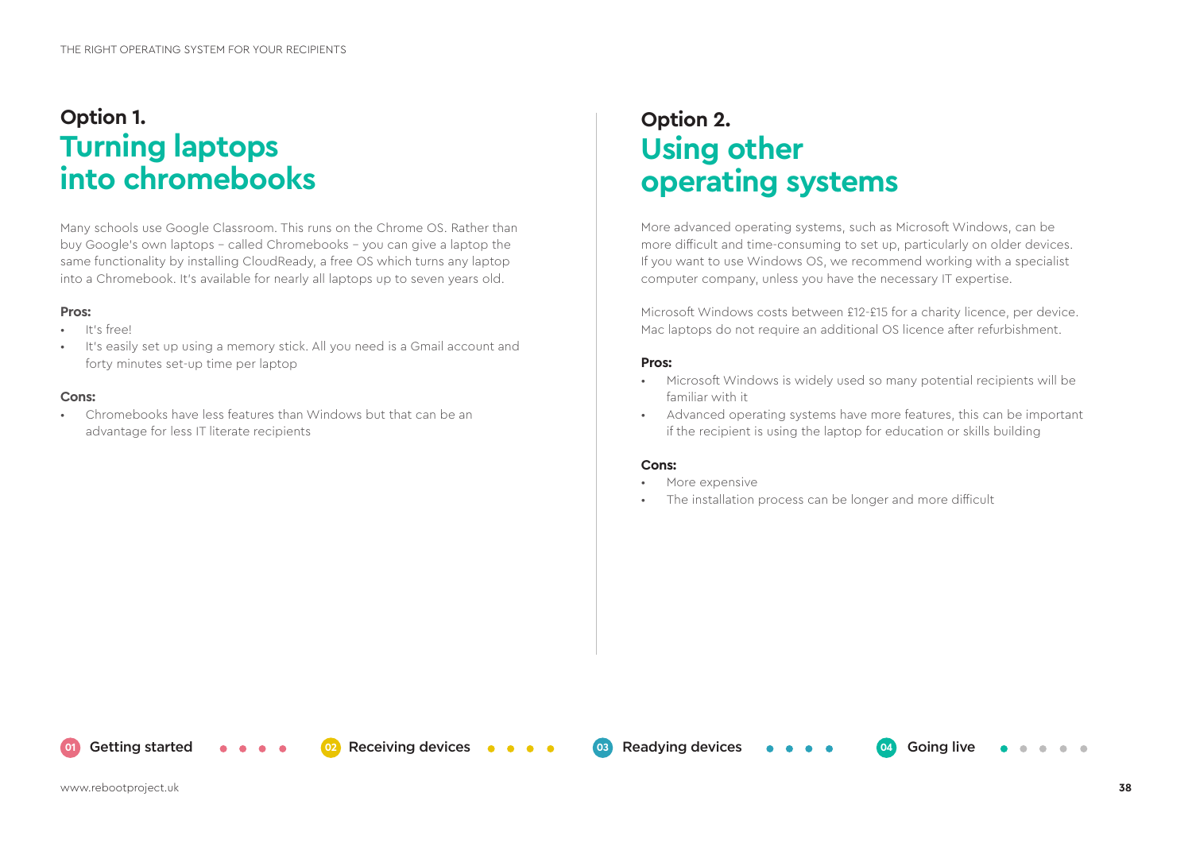## Option 1.
## Turning laptops into chromebooks

Many schools use Google Classroom. This runs on the Chrome OS. Rather than buy Google's own laptops – called Chromebooks – you can give a laptop the same functionality by installing CloudReady, a free OS which turns any laptop into a Chromebook. It's available for nearly all laptops up to seven years old.

**Pros:**

- It's free!
- It's easily set up using a memory stick. All you need is a Gmail account and forty minutes set-up time per laptop

**Cons:**

- Chromebooks have less features than Windows but that can be an advantage for less IT literate recipients

## Option 2.
## Using other operating systems

More advanced operating systems, such as Microsoft Windows, can be more difficult and time-consuming to set up, particularly on older devices. If you want to use Windows OS, we recommend working with a specialist computer company, unless you have the necessary IT expertise.

Microsoft Windows costs between £12-£15 for a charity licence, per device. Mac laptops do not require an additional OS licence after refurbishment.

**Pros:**

- Microsoft Windows is widely used so many potential recipients will be familiar with it
- Advanced operating systems have more features, this can be important if the recipient is using the laptop for education or skills building

**Cons:**

- More expensive
- The installation process can be longer and more difficult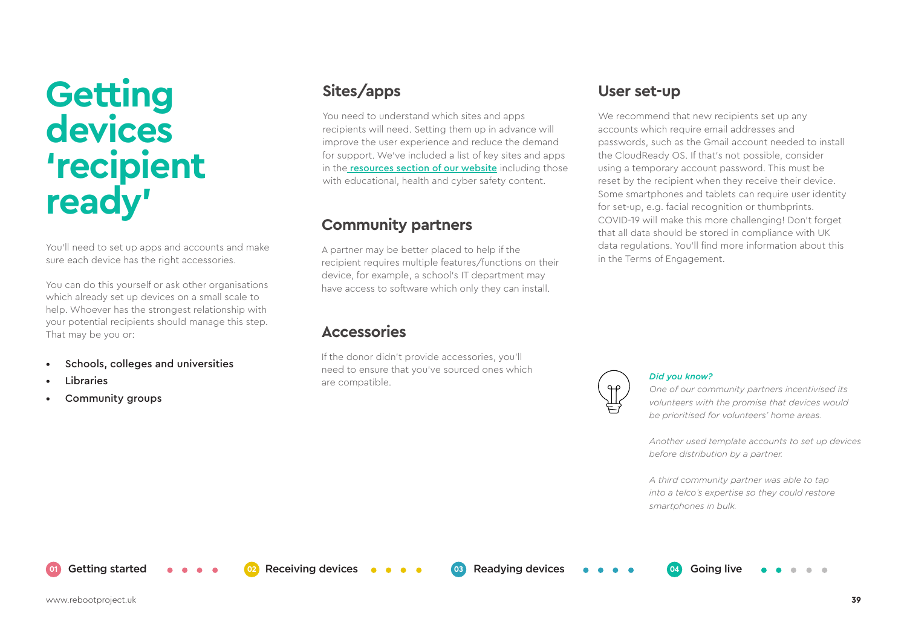# Getting devices 'recipient ready'

You'll need to set up apps and accounts and make sure each device has the right accessories.

You can do this yourself or ask other organisations which already set up devices on a small scale to help. Whoever has the strongest relationship with your potential recipients should manage this step. That may be you or:

- Schools, colleges and universities
- Libraries
- Community groups

## Sites/apps

You need to understand which sites and apps recipients will need. Setting them up in advance will improve the user experience and reduce the demand for support. We've included a list of key sites and apps in the resources section of our website including those with educational, health and cyber safety content.

## Community partners

A partner may be better placed to help if the recipient requires multiple features/functions on their device, for example, a school's IT department may have access to software which only they can install.

## Accessories

If the donor didn't provide accessories, you'll need to ensure that you've sourced ones which are compatible.

## User set-up

We recommend that new recipients set up any accounts which require email addresses and passwords, such as the Gmail account needed to install the CloudReady OS. If that's not possible, consider using a temporary account password. This must be reset by the recipient when they receive their device. Some smartphones and tablets can require user identity for set-up, e.g. facial recognition or thumbprints. COVID-19 will make this more challenging! Don't forget that all data should be stored in compliance with UK data regulations. You'll find more information about this in the Terms of Engagement.

*Did you know?*

*One of our community partners incentivised its volunteers with the promise that devices would be prioritised for volunteers' home areas.*

*Another used template accounts to set up devices before distribution by a partner.*

*A third community partner was able to tap into a telco's expertise so they could restore smartphones in bulk.*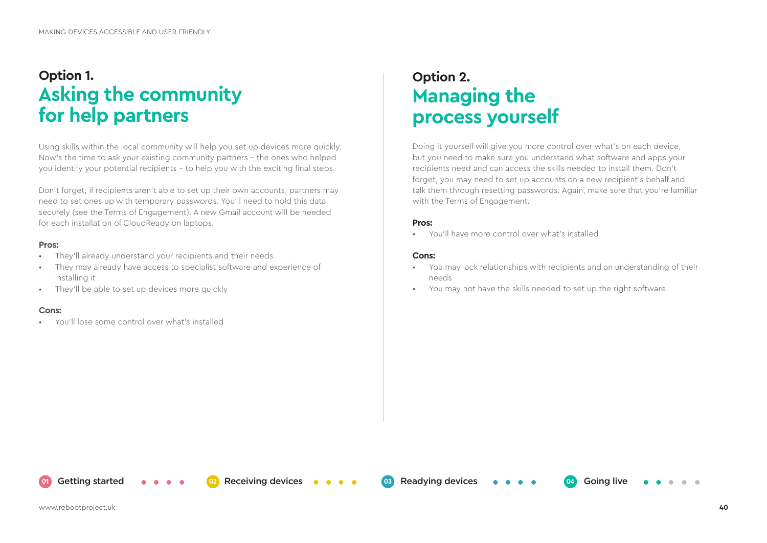## Option 1. Asking the community for help partners

Using skills within the local community will help you set up devices more quickly. Now's the time to ask your existing community partners – the ones who helped you identify your potential recipients – to help you with the exciting final steps.

Don't forget, if recipients aren't able to set up their own accounts, partners may need to set ones up with temporary passwords. You'll need to hold this data securely (see the Terms of Engagement). A new Gmail account will be needed for each installation of CloudReady on laptops.

**Pros:**

- They'll already understand your recipients and their needs
- They may already have access to specialist software and experience of installing it
- They'll be able to set up devices more quickly

**Cons:**

- You'll lose some control over what's installed

## Option 2. Managing the process yourself

Doing it yourself will give you more control over what's on each device, but you need to make sure you understand what software and apps your recipients need and can access the skills needed to install them. Don't forget, you may need to set up accounts on a new recipient's behalf and talk them through resetting passwords. Again, make sure that you're familiar with the Terms of Engagement.

**Pros:**

- You'll have more control over what's installed

**Cons:**

- You may lack relationships with recipients and an understanding of their needs
- You may not have the skills needed to set up the right software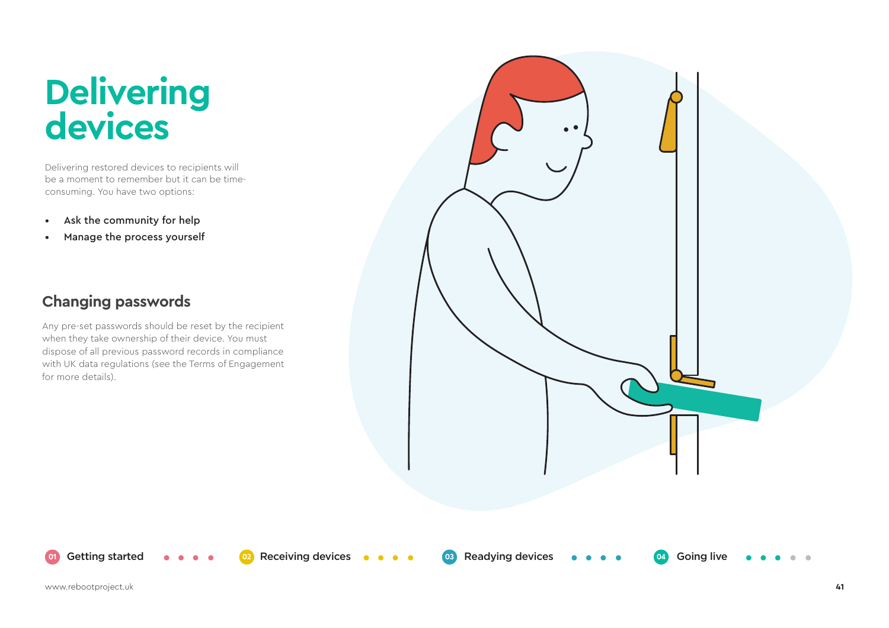# Delivering devices

Delivering restored devices to recipients will be a moment to remember but it can be time-consuming. You have two options:

- Ask the community for help
- Manage the process yourself

## Changing passwords

Any pre-set passwords should be reset by the recipient when they take ownership of their device. You must dispose of all previous password records in compliance with UK data regulations (see the Terms of Engagement for more details).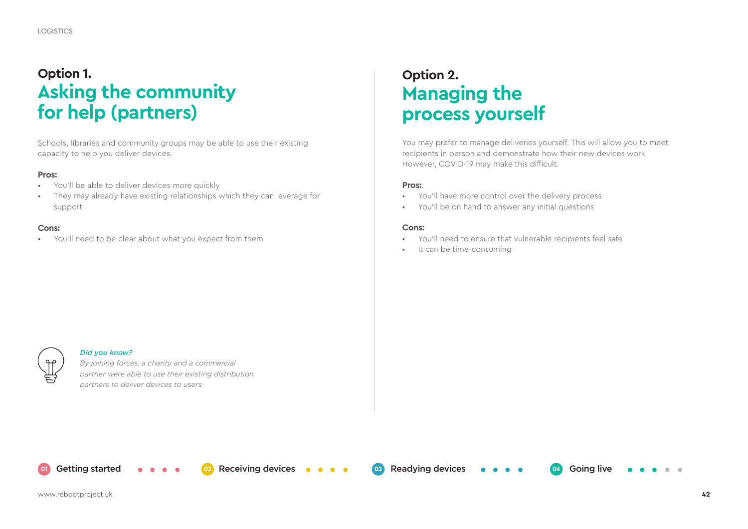## Option 1. Asking the community for help (partners)

Schools, libraries and community groups may be able to use their existing capacity to help you deliver devices.

**Pros:**.

- You'll be able to deliver devices more quickly
- They may already have existing relationships which they can leverage for support

**Cons:**

- You'll need to be clear about what you expect from them

*Did you know?*

*By joining forces, a charity and a commercial partner were able to use their existing distribution partners to deliver devices to users.*

## Option 2. Managing the process yourself

You may prefer to manage deliveries yourself. This will allow you to meet recipients in person and demonstrate how their new devices work. However, COVID-19 may make this difficult.

**Pros:**.

- You'll have more control over the delivery process
- You'll be on hand to answer any initial questions

**Cons:**

- You'll need to ensure that vulnerable recipients feel safe
- It can be time-consuming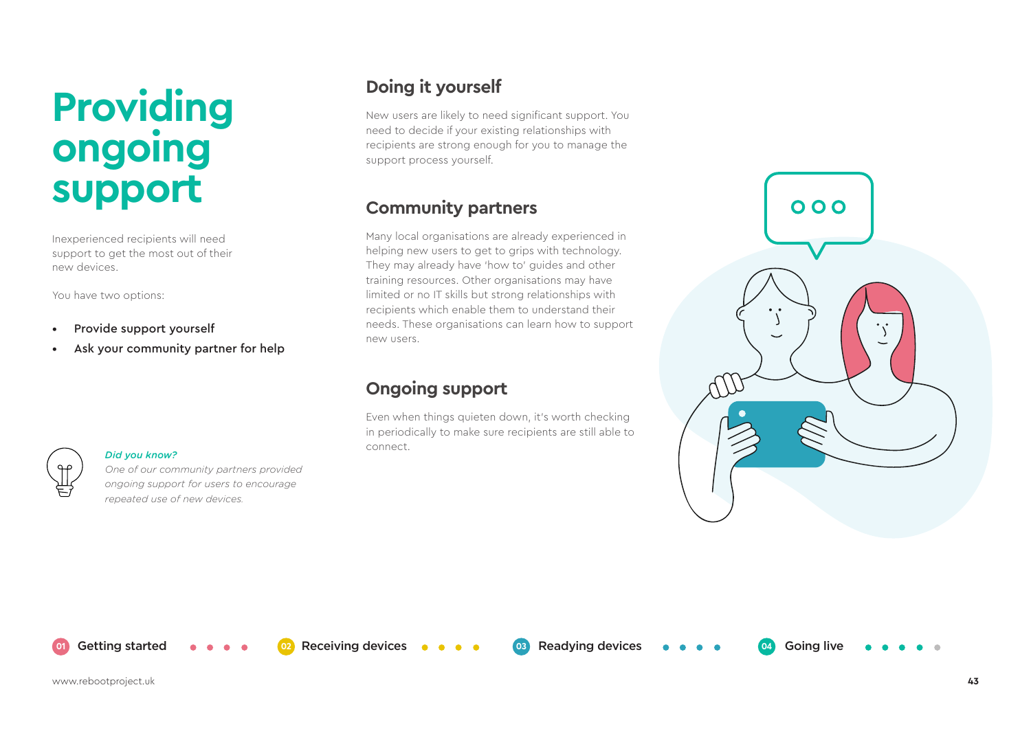# Providing ongoing support

Inexperienced recipients will need support to get the most out of their new devices.

You have two options:

- Provide support yourself
- Ask your community partner for help

*Did you know?*
*One of our community partners provided ongoing support for users to encourage repeated use of new devices.*

## Doing it yourself

New users are likely to need significant support. You need to decide if your existing relationships with recipients are strong enough for you to manage the support process yourself.

## Community partners

Many local organisations are already experienced in helping new users to get to grips with technology. They may already have 'how to' guides and other training resources. Other organisations may have limited or no IT skills but strong relationships with recipients which enable them to understand their needs. These organisations can learn how to support new users.

## Ongoing support

Even when things quieten down, it's worth checking in periodically to make sure recipients are still able to connect.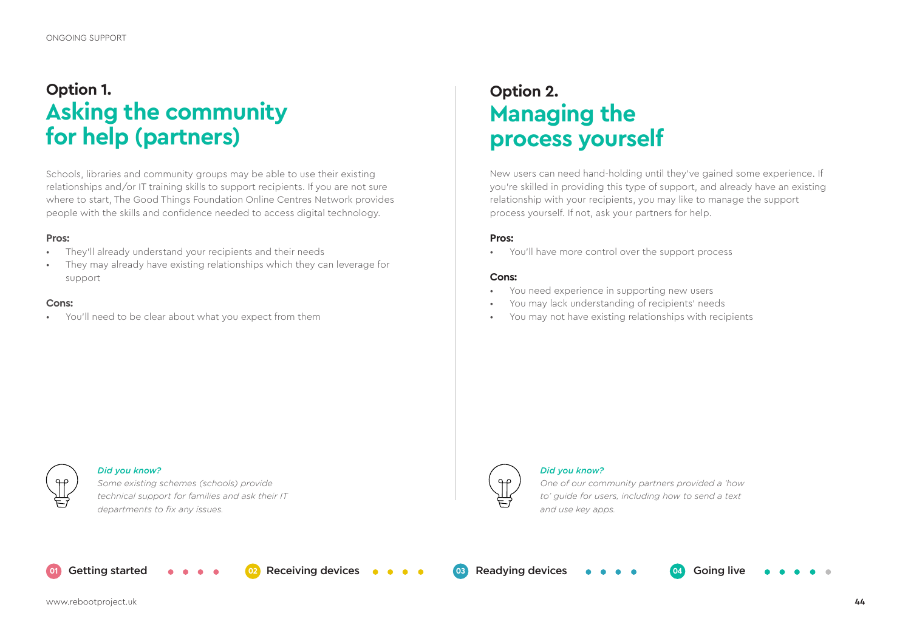## Option 1. Asking the community for help (partners)

Schools, libraries and community groups may be able to use their existing relationships and/or IT training skills to support recipients. If you are not sure where to start, The Good Things Foundation Online Centres Network provides people with the skills and confidence needed to access digital technology.

**Pros:**

- They'll already understand your recipients and their needs
- They may already have existing relationships which they can leverage for support

**Cons:**

- You'll need to be clear about what you expect from them

*Did you know?*

*Some existing schemes (schools) provide technical support for families and ask their IT departments to fix any issues.*

## Option 2. Managing the process yourself

New users can need hand-holding until they've gained some experience. If you're skilled in providing this type of support, and already have an existing relationship with your recipients, you may like to manage the support process yourself. If not, ask your partners for help.

**Pros:**

- You'll have more control over the support process

**Cons:**

- You need experience in supporting new users
- You may lack understanding of recipients' needs
- You may not have existing relationships with recipients

*Did you know?*

*One of our community partners provided a 'how to' guide for users, including how to send a text and use key apps.*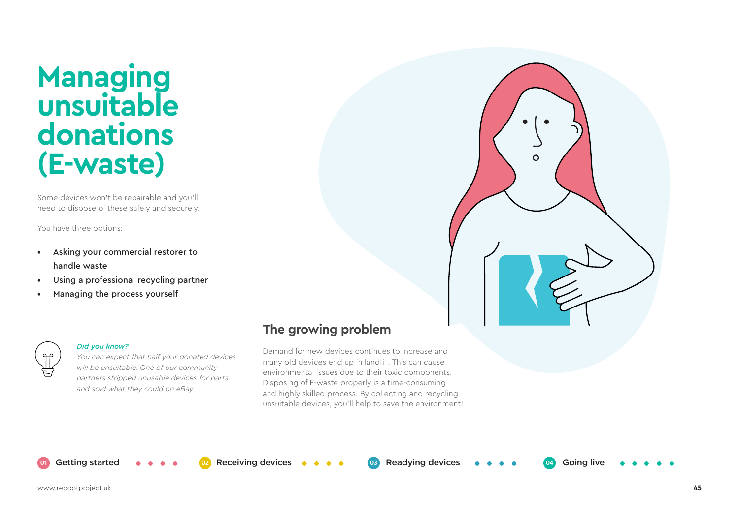# Managing unsuitable donations (E-waste)

Some devices won't be repairable and you'll need to dispose of these safely and securely.

You have three options:

- Asking your commercial restorer to handle waste
- Using a professional recycling partner
- Managing the process yourself

*Did you know?*

*You can expect that half your donated devices will be unsuitable. One of our community partners stripped unusable devices for parts and sold what they could on eBay.*

## The growing problem

Demand for new devices continues to increase and many old devices end up in landfill. This can cause environmental issues due to their toxic components. Disposing of E-waste properly is a time-consuming and highly skilled process. By collecting and recycling unsuitable devices, you'll help to save the environment!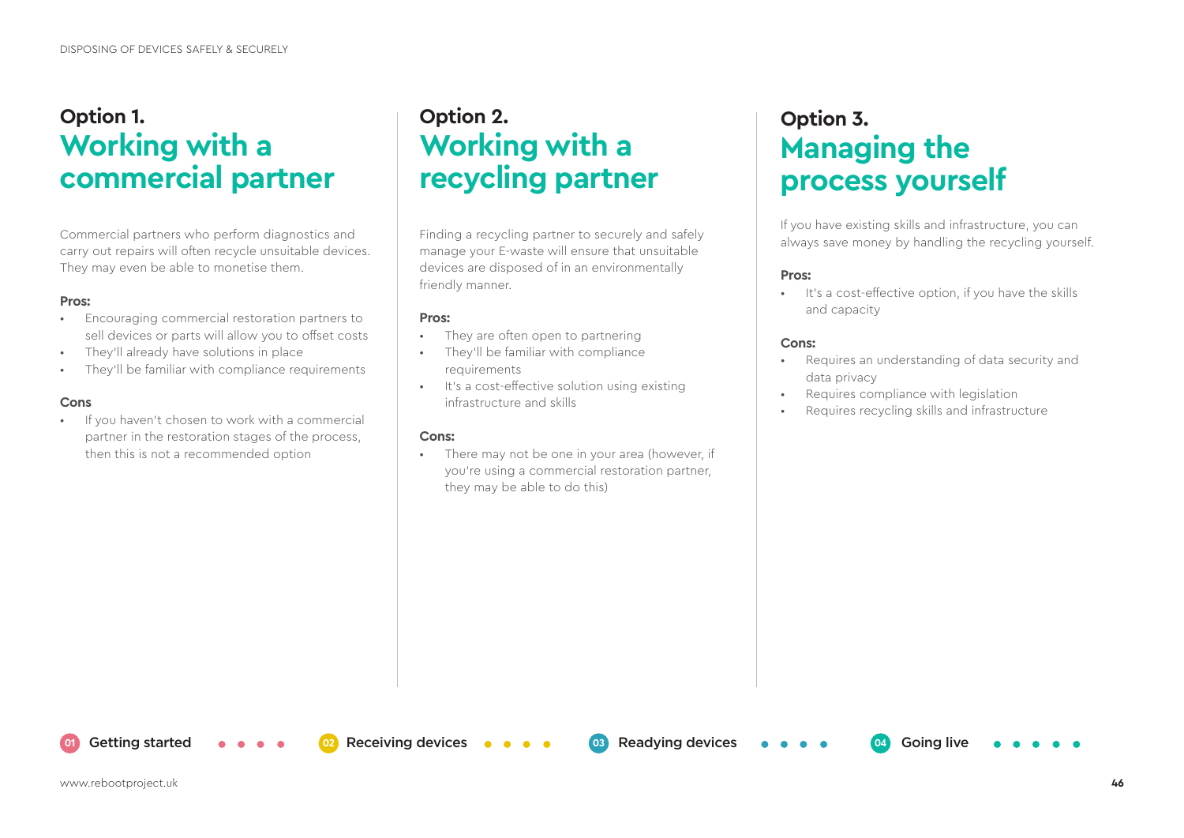## Option 1. Working with a commercial partner

Commercial partners who perform diagnostics and carry out repairs will often recycle unsuitable devices. They may even be able to monetise them.

**Pros:**

- Encouraging commercial restoration partners to sell devices or parts will allow you to offset costs
- They'll already have solutions in place
- They'll be familiar with compliance requirements

**Cons**

- If you haven't chosen to work with a commercial partner in the restoration stages of the process, then this is not a recommended option

## Option 2. Working with a recycling partner

Finding a recycling partner to securely and safely manage your E-waste will ensure that unsuitable devices are disposed of in an environmentally friendly manner.

**Pros:**

- They are often open to partnering
- They'll be familiar with compliance requirements
- It's a cost-effective solution using existing infrastructure and skills

**Cons:**

- There may not be one in your area (however, if you're using a commercial restoration partner, they may be able to do this)

## Option 3. Managing the process yourself

If you have existing skills and infrastructure, you can always save money by handling the recycling yourself.

**Pros:**

- It's a cost-effective option, if you have the skills and capacity

**Cons:**

- Requires an understanding of data security and data privacy
- Requires compliance with legislation
- Requires recycling skills and infrastructure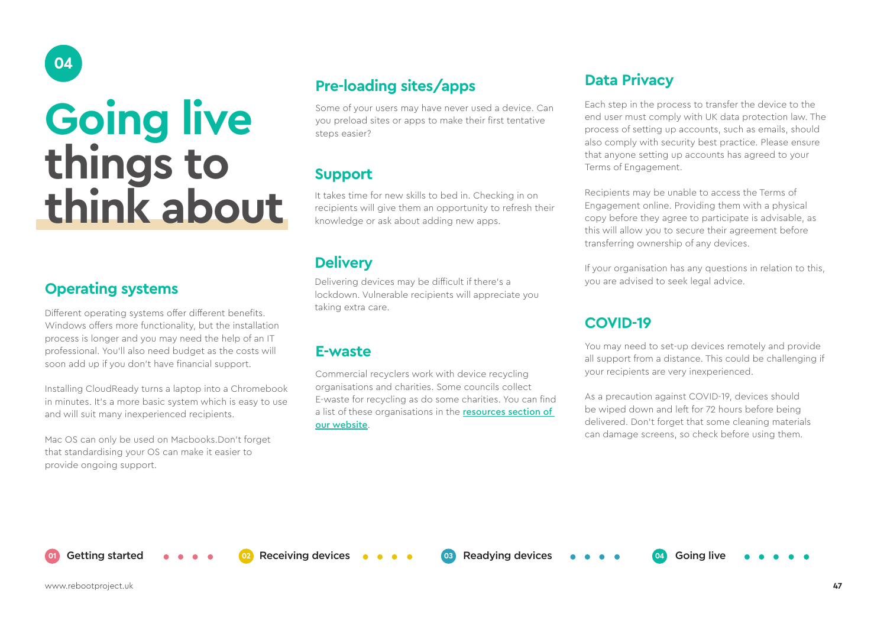04

# Going live things to think about

## Operating systems

Different operating systems offer different benefits. Windows offers more functionality, but the installation process is longer and you may need the help of an IT professional. You'll also need budget as the costs will soon add up if you don't have financial support.

Installing CloudReady turns a laptop into a Chromebook in minutes. It's a more basic system which is easy to use and will suit many inexperienced recipients.

Mac OS can only be used on Macbooks.Don't forget that standardising your OS can make it easier to provide ongoing support.

## Pre-loading sites/apps

Some of your users may have never used a device. Can you preload sites or apps to make their first tentative steps easier?

## Support

It takes time for new skills to bed in. Checking in on recipients will give them an opportunity to refresh their knowledge or ask about adding new apps.

## Delivery

Delivering devices may be difficult if there's a lockdown. Vulnerable recipients will appreciate you taking extra care.

## E-waste

Commercial recyclers work with device recycling organisations and charities. Some councils collect E-waste for recycling as do some charities. You can find a list of these organisations in the resources section of our website.

## Data Privacy

Each step in the process to transfer the device to the end user must comply with UK data protection law. The process of setting up accounts, such as emails, should also comply with security best practice. Please ensure that anyone setting up accounts has agreed to your Terms of Engagement.

Recipients may be unable to access the Terms of Engagement online. Providing them with a physical copy before they agree to participate is advisable, as this will allow you to secure their agreement before transferring ownership of any devices.

If your organisation has any questions in relation to this, you are advised to seek legal advice.

## COVID-19

You may need to set-up devices remotely and provide all support from a distance. This could be challenging if your recipients are very inexperienced.

As a precaution against COVID-19, devices should be wiped down and left for 72 hours before being delivered. Don't forget that some cleaning materials can damage screens, so check before using them.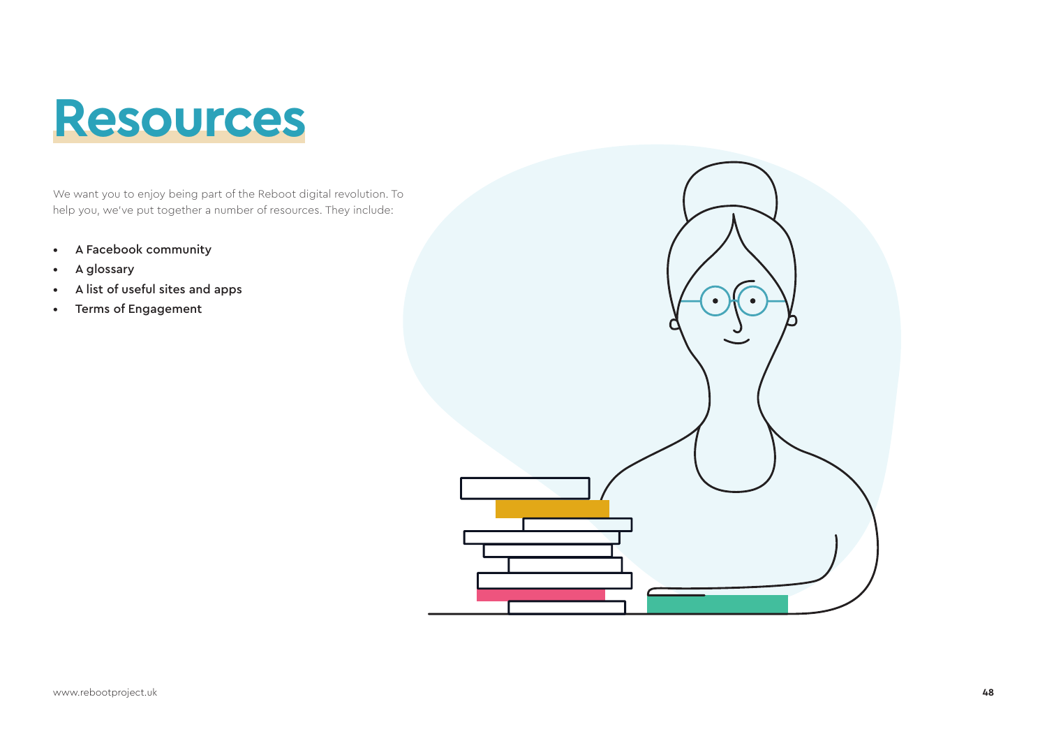# Resources

We want you to enjoy being part of the Reboot digital revolution. To help you, we've put together a number of resources. They include:

- A Facebook community
- A glossary
- A list of useful sites and apps
- Terms of Engagement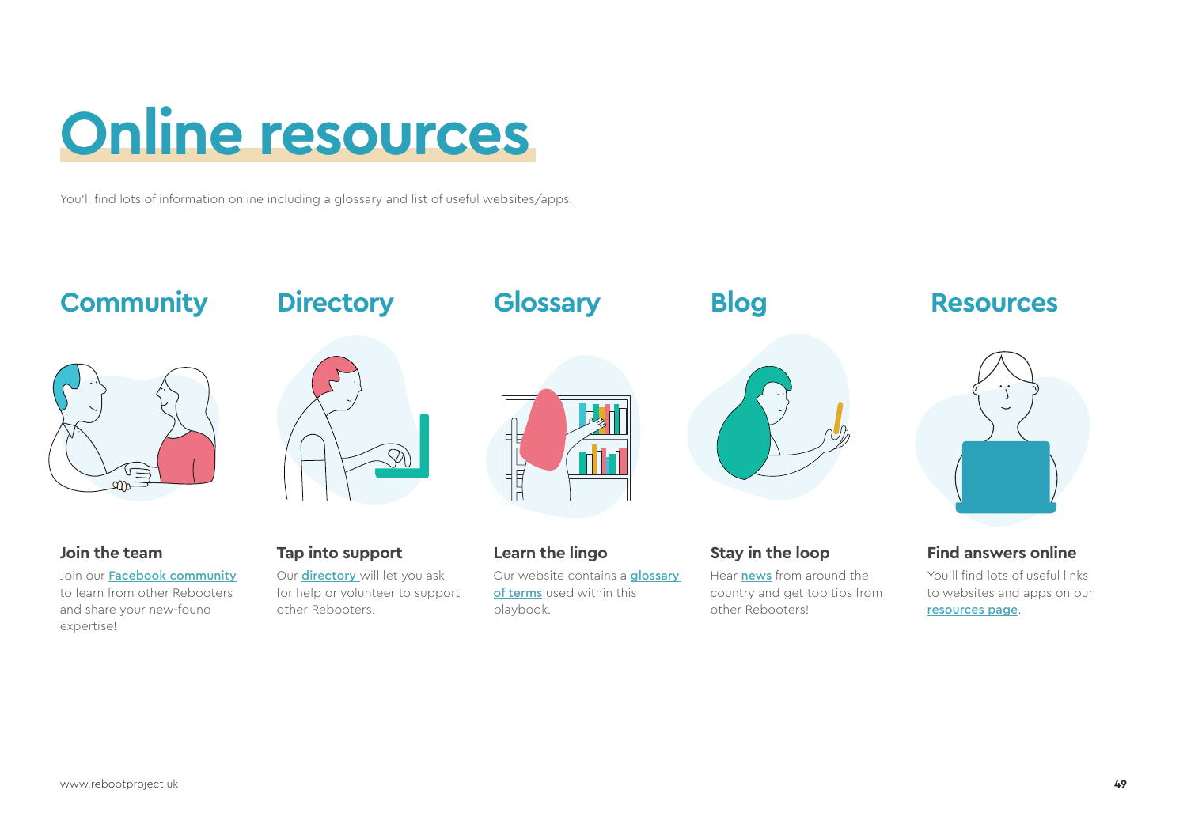# Online resources

You'll find lots of information online including a glossary and list of useful websites/apps.

## Community

### Join the team

Join our Facebook community to learn from other Rebooters and share your new-found expertise!

## Directory

### Tap into support

Our directory will let you ask for help or volunteer to support other Rebooters.

## Glossary

### Learn the lingo

Our website contains a glossary of terms used within this playbook.

## Blog

### Stay in the loop

Hear news from around the country and get top tips from other Rebooters!

## Resources

### Find answers online

You'll find lots of useful links to websites and apps on our resources page.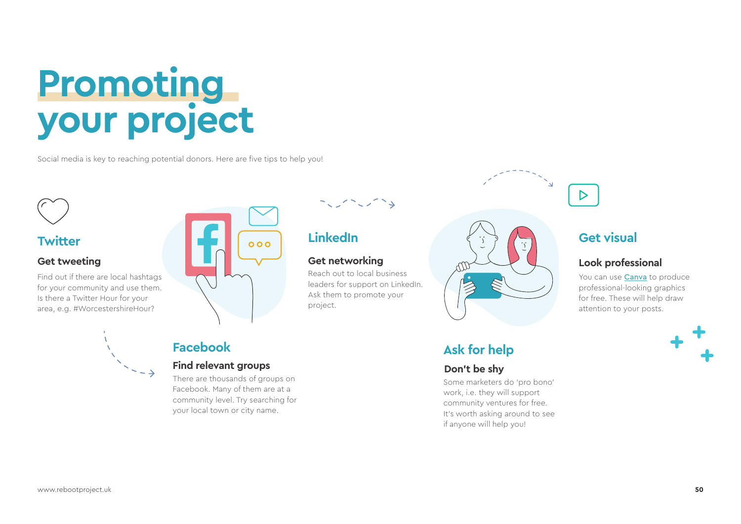# Promoting your project

Social media is key to reaching potential donors. Here are five tips to help you!

## Twitter

### Get tweeting

Find out if there are local hashtags for your community and use them. Is there a Twitter Hour for your area, e.g. #WorcestershireHour?

## Facebook

### Find relevant groups

There are thousands of groups on Facebook. Many of them are at a community level. Try searching for your local town or city name.

## LinkedIn

### Get networking

Reach out to local business leaders for support on LinkedIn. Ask them to promote your project.

## Ask for help

### Don't be shy

Some marketers do 'pro bono' work, i.e. they will support community ventures for free. It's worth asking around to see if anyone will help you!

## Get visual

### Look professional

You can use Canva to produce professional-looking graphics for free. These will help draw attention to your posts.

www.rebootproject.uk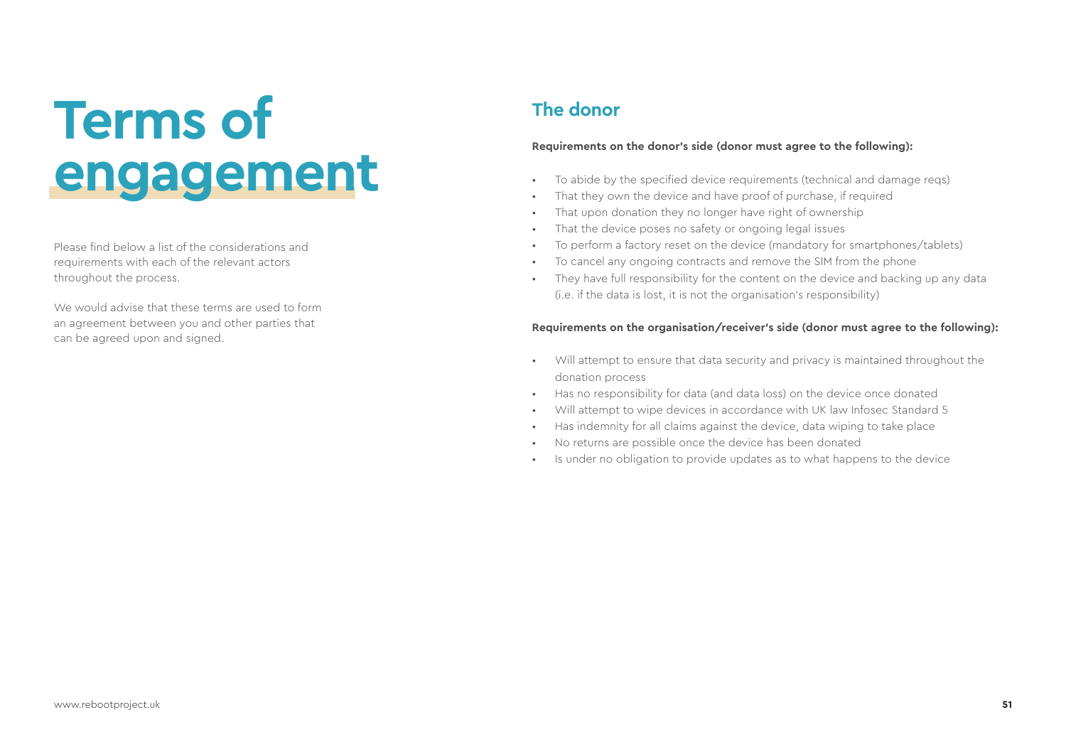# Terms of engagement

Please find below a list of the considerations and requirements with each of the relevant actors throughout the process.

We would advise that these terms are used to form an agreement between you and other parties that can be agreed upon and signed.

## The donor

**Requirements on the donor's side (donor must agree to the following):**

- To abide by the specified device requirements (technical and damage reqs)
- That they own the device and have proof of purchase, if required
- That upon donation they no longer have right of ownership
- That the device poses no safety or ongoing legal issues
- To perform a factory reset on the device (mandatory for smartphones/tablets)
- To cancel any ongoing contracts and remove the SIM from the phone
- They have full responsibility for the content on the device and backing up any data (i.e. if the data is lost, it is not the organisation's responsibility)

**Requirements on the organisation/receiver's side (donor must agree to the following):**

- Will attempt to ensure that data security and privacy is maintained throughout the donation process
- Has no responsibility for data (and data loss) on the device once donated
- Will attempt to wipe devices in accordance with UK law Infosec Standard 5
- Has indemnity for all claims against the device, data wiping to take place
- No returns are possible once the device has been donated
- Is under no obligation to provide updates as to what happens to the device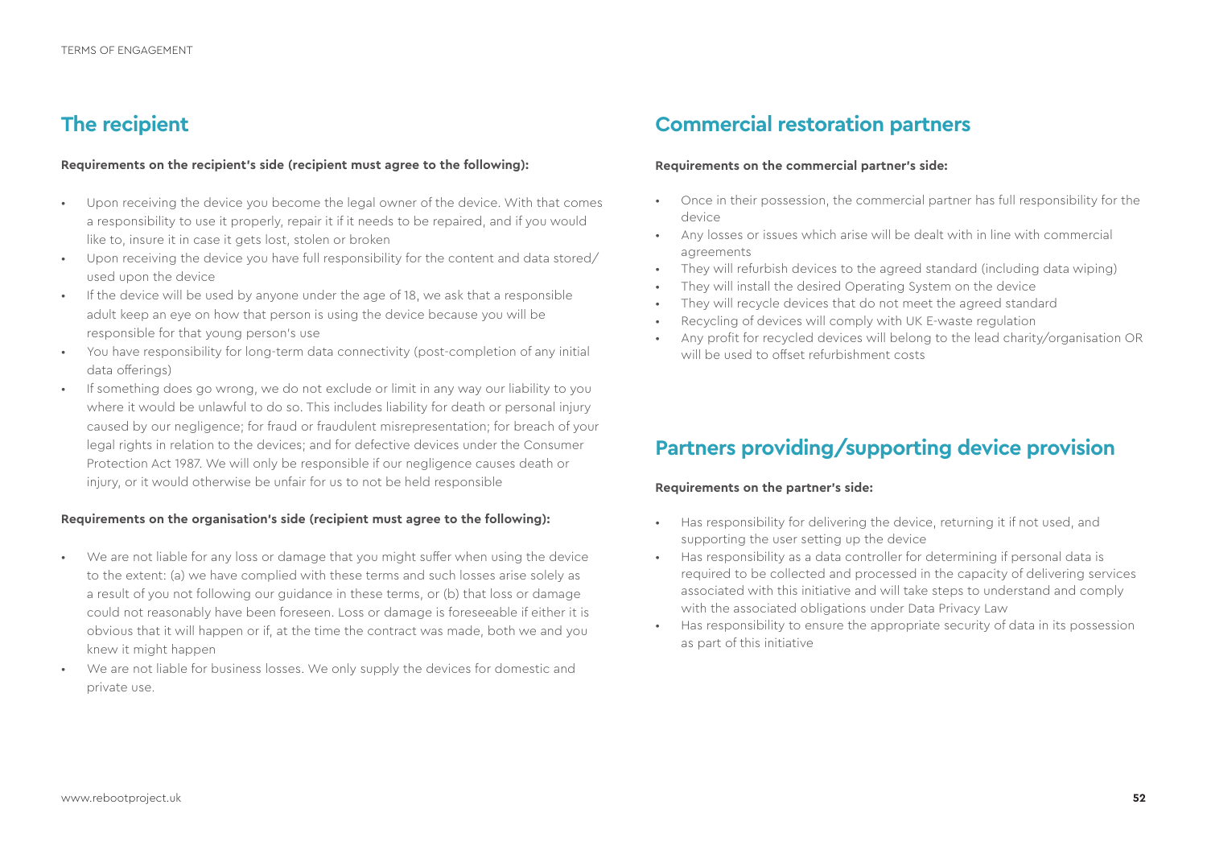## The recipient

**Requirements on the recipient's side (recipient must agree to the following):**

- Upon receiving the device you become the legal owner of the device. With that comes a responsibility to use it properly, repair it if it needs to be repaired, and if you would like to, insure it in case it gets lost, stolen or broken
- Upon receiving the device you have full responsibility for the content and data stored/used upon the device
- If the device will be used by anyone under the age of 18, we ask that a responsible adult keep an eye on how that person is using the device because you will be responsible for that young person's use
- You have responsibility for long-term data connectivity (post-completion of any initial data offerings)
- If something does go wrong, we do not exclude or limit in any way our liability to you where it would be unlawful to do so. This includes liability for death or personal injury caused by our negligence; for fraud or fraudulent misrepresentation; for breach of your legal rights in relation to the devices; and for defective devices under the Consumer Protection Act 1987. We will only be responsible if our negligence causes death or injury, or it would otherwise be unfair for us to not be held responsible

**Requirements on the organisation's side (recipient must agree to the following):**

- We are not liable for any loss or damage that you might suffer when using the device to the extent: (a) we have complied with these terms and such losses arise solely as a result of you not following our guidance in these terms, or (b) that loss or damage could not reasonably have been foreseen. Loss or damage is foreseeable if either it is obvious that it will happen or if, at the time the contract was made, both we and you knew it might happen
- We are not liable for business losses. We only supply the devices for domestic and private use.

## Commercial restoration partners

**Requirements on the commercial partner's side:**

- Once in their possession, the commercial partner has full responsibility for the device
- Any losses or issues which arise will be dealt with in line with commercial agreements
- They will refurbish devices to the agreed standard (including data wiping)
- They will install the desired Operating System on the device
- They will recycle devices that do not meet the agreed standard
- Recycling of devices will comply with UK E-waste regulation
- Any profit for recycled devices will belong to the lead charity/organisation OR will be used to offset refurbishment costs

## Partners providing/supporting device provision

**Requirements on the partner's side:**

- Has responsibility for delivering the device, returning it if not used, and supporting the user setting up the device
- Has responsibility as a data controller for determining if personal data is required to be collected and processed in the capacity of delivering services associated with this initiative and will take steps to understand and comply with the associated obligations under Data Privacy Law
- Has responsibility to ensure the appropriate security of data in its possession as part of this initiative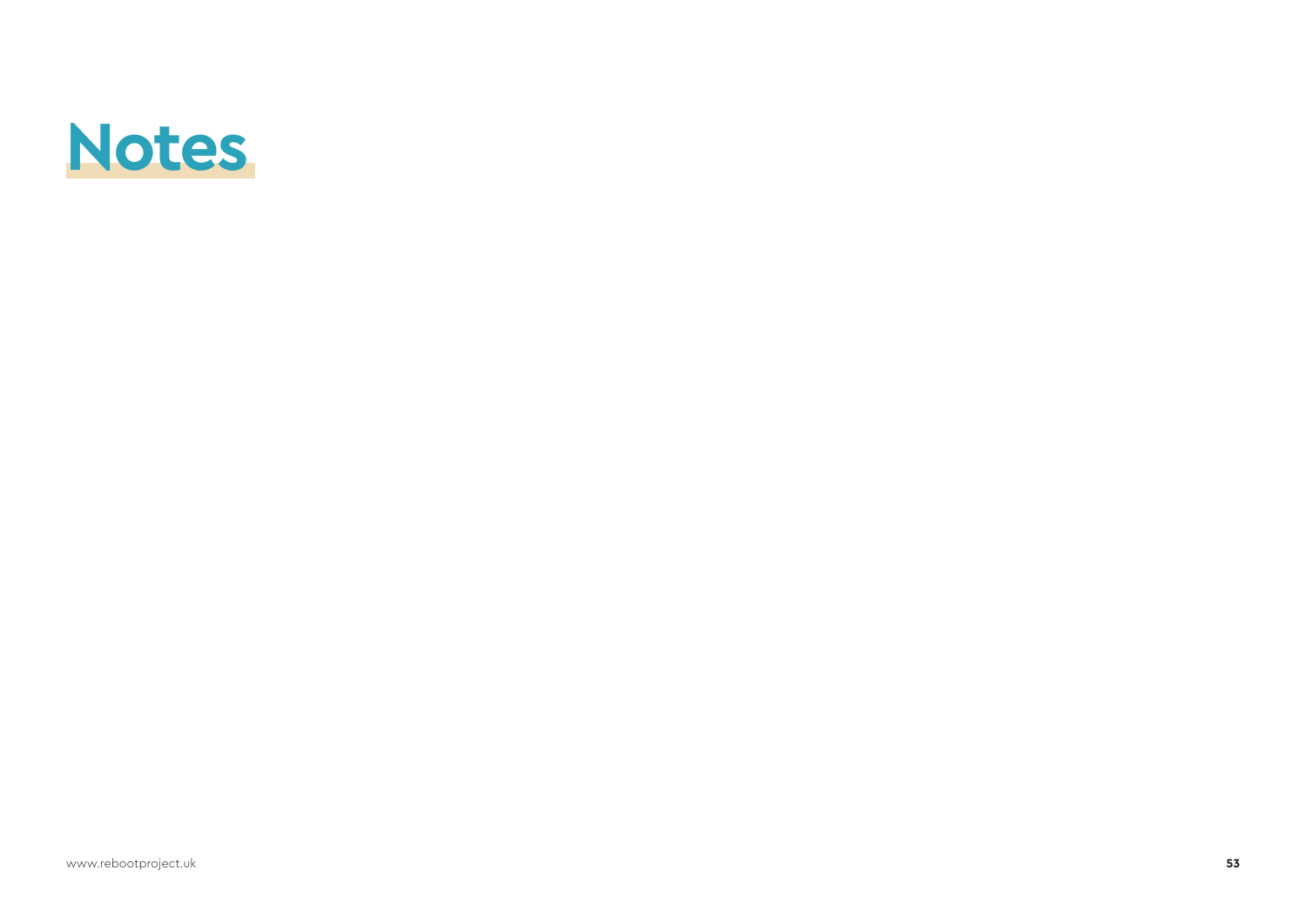# Notes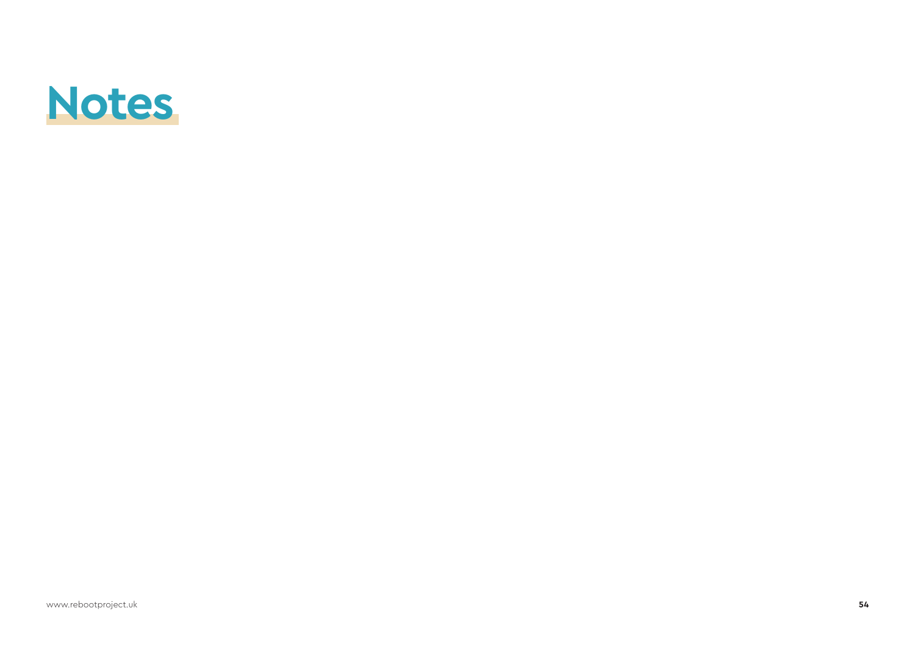# Notes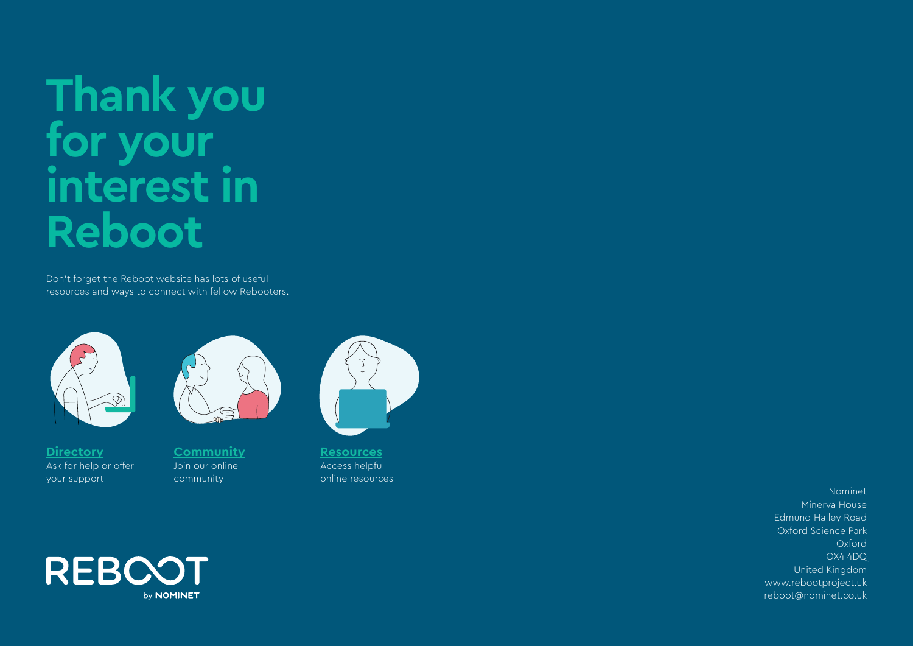# Thank you for your interest in Reboot

Don't forget the Reboot website has lots of useful resources and ways to connect with fellow Rebooters.

**Directory**
Ask for help or offer your support

**Community**
Join our online community

**Resources**
Access helpful online resources

REBOOT by NOMINET

Nominet
Minerva House
Edmund Halley Road
Oxford Science Park
Oxford
OX4 4DQ
United Kingdom
www.rebootproject.uk
reboot@nominet.co.uk